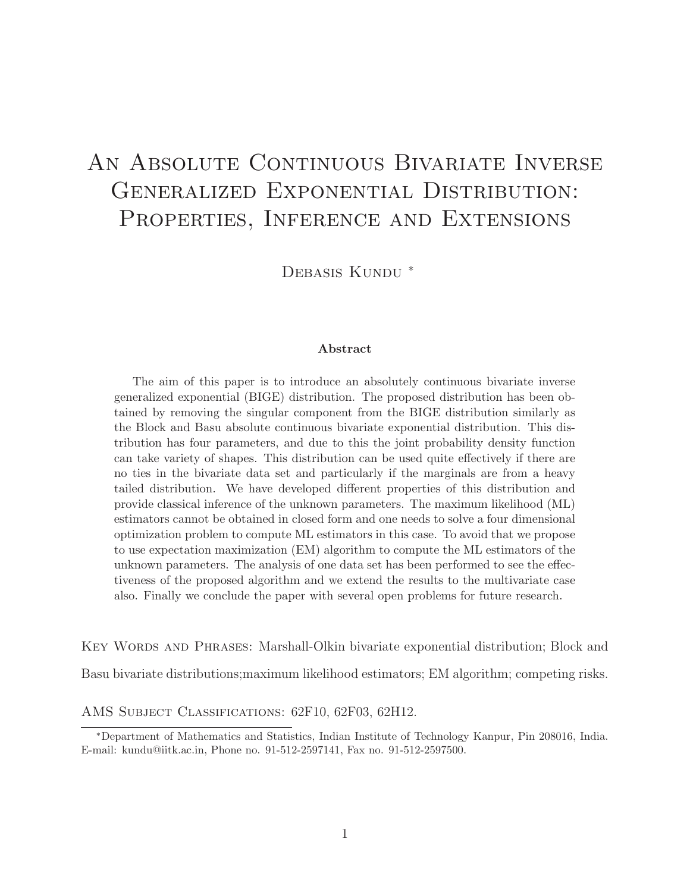# An Absolute Continuous Bivariate Inverse Generalized Exponential Distribution: Properties, Inference and Extensions

Debasis Kundu [*]

**Abstract**

The aim of this paper is to introduce an absolutely continuous bivariate inverse generalized exponential (BIGE) distribution. The proposed distribution has been obtained by removing the singular component from the BIGE distribution similarly as the Block and Basu absolute continuous bivariate exponential distribution. This distribution has four parameters, and due to this the joint probability density function can take variety of shapes. This distribution can be used quite effectively if there are no ties in the bivariate data set and particularly if the marginals are from a heavy tailed distribution. We have developed different properties of this distribution and provide classical inference of the unknown parameters. The maximum likelihood (ML) estimators cannot be obtained in closed form and one needs to solve a four dimensional optimization problem to compute ML estimators in this case. To avoid that we propose to use expectation maximization (EM) algorithm to compute the ML estimators of the unknown parameters. The analysis of one data set has been performed to see the effectiveness of the proposed algorithm and we extend the results to the multivariate case also. Finally we conclude the paper with several open problems for future research.

Key Words and Phrases: Marshall-Olkin bivariate exponential distribution; Block and Basu bivariate distributions;maximum likelihood estimators; EM algorithm; competing risks.

AMS Subject Classifications: 62F10, 62F03, 62H12.

[*]Department of Mathematics and Statistics, Indian Institute of Technology Kanpur, Pin 208016, India. E-mail: kundu@iitk.ac.in, Phone no. 91-512-2597141, Fax no. 91-512-2597500.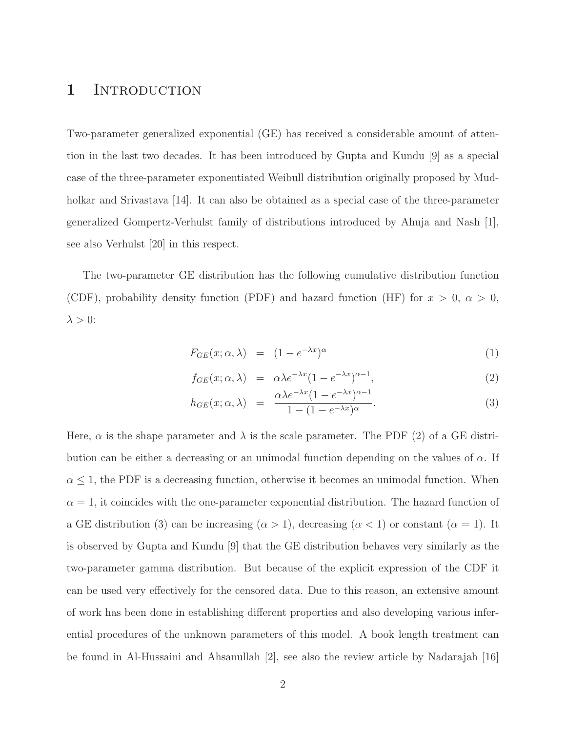# 1 Introduction

Two-parameter generalized exponential (GE) has received a considerable amount of attention in the last two decades. It has been introduced by Gupta and Kundu [9] as a special case of the three-parameter exponentiated Weibull distribution originally proposed by Mudholkar and Srivastava [14]. It can also be obtained as a special case of the three-parameter generalized Gompertz-Verhulst family of distributions introduced by Ahuja and Nash [1], see also Verhulst [20] in this respect.

The two-parameter GE distribution has the following cumulative distribution function (CDF), probability density function (PDF) and hazard function (HF) for $x > 0$, $\alpha > 0$, $\lambda > 0$:

$$F_{GE}(x; \alpha, \lambda) = (1 - e^{-\lambda x})^{\alpha} \tag{1}$$

$$f_{GE}(x; \alpha, \lambda) = \alpha \lambda e^{-\lambda x}(1 - e^{-\lambda x})^{\alpha - 1}, \tag{2}$$

$$h_{GE}(x; \alpha, \lambda) = \frac{\alpha \lambda e^{-\lambda x}(1 - e^{-\lambda x})^{\alpha - 1}}{1 - (1 - e^{-\lambda x})^{\alpha}}. \tag{3}$$

Here, $\alpha$ is the shape parameter and $\lambda$ is the scale parameter. The PDF (2) of a GE distribution can be either a decreasing or an unimodal function depending on the values of $\alpha$. If $\alpha \leq 1$, the PDF is a decreasing function, otherwise it becomes an unimodal function. When $\alpha = 1$, it coincides with the one-parameter exponential distribution. The hazard function of a GE distribution (3) can be increasing ($\alpha > 1$), decreasing ($\alpha < 1$) or constant ($\alpha = 1$). It is observed by Gupta and Kundu [9] that the GE distribution behaves very similarly as the two-parameter gamma distribution. But because of the explicit expression of the CDF it can be used very effectively for the censored data. Due to this reason, an extensive amount of work has been done in establishing different properties and also developing various inferential procedures of the unknown parameters of this model. A book length treatment can be found in Al-Hussaini and Ahsanullah [2], see also the review article by Nadarajah [16]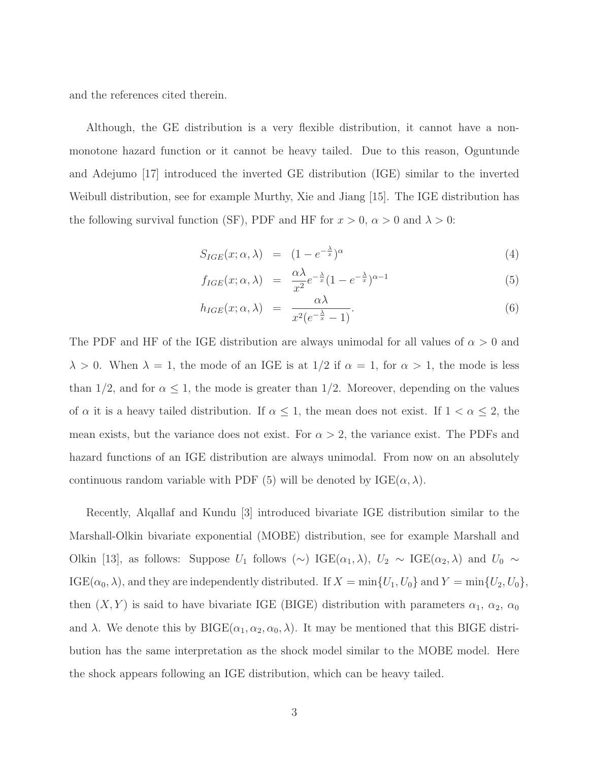and the references cited therein.

Although, the GE distribution is a very flexible distribution, it cannot have a non-monotone hazard function or it cannot be heavy tailed. Due to this reason, Oguntunde and Adejumo [17] introduced the inverted GE distribution (IGE) similar to the inverted Weibull distribution, see for example Murthy, Xie and Jiang [15]. The IGE distribution has the following survival function (SF), PDF and HF for $x > 0$, $\alpha > 0$ and $\lambda > 0$:

$$
\begin{aligned}
S_{IGE}(x;\alpha,\lambda) &= (1 - e^{-\frac{\lambda}{x}})^{\alpha} && (4)\\
f_{IGE}(x;\alpha,\lambda) &= \frac{\alpha\lambda}{x^2} e^{-\frac{\lambda}{x}} (1 - e^{-\frac{\lambda}{x}})^{\alpha-1} && (5)\\
h_{IGE}(x;\alpha,\lambda) &= \frac{\alpha\lambda}{x^2(e^{-\frac{\lambda}{x}} - 1)}. && (6)
\end{aligned}
$$

The PDF and HF of the IGE distribution are always unimodal for all values of $\alpha > 0$ and $\lambda > 0$. When $\lambda = 1$, the mode of an IGE is at $1/2$ if $\alpha = 1$, for $\alpha > 1$, the mode is less than $1/2$, and for $\alpha \leq 1$, the mode is greater than $1/2$. Moreover, depending on the values of $\alpha$ it is a heavy tailed distribution. If $\alpha \leq 1$, the mean does not exist. If $1 < \alpha \leq 2$, the mean exists, but the variance does not exist. For $\alpha > 2$, the variance exist. The PDFs and hazard functions of an IGE distribution are always unimodal. From now on an absolutely continuous random variable with PDF (5) will be denoted by IGE$(\alpha, \lambda)$.

Recently, Alqallaf and Kundu [3] introduced bivariate IGE distribution similar to the Marshall-Olkin bivariate exponential (MOBE) distribution, see for example Marshall and Olkin [13], as follows: Suppose $U_1$ follows ($\sim$) IGE$(\alpha_1, \lambda)$, $U_2 \sim$ IGE$(\alpha_2, \lambda)$ and $U_0 \sim$ IGE$(\alpha_0, \lambda)$, and they are independently distributed. If $X = \min\{U_1, U_0\}$ and $Y = \min\{U_2, U_0\}$, then $(X, Y)$ is said to have bivariate IGE (BIGE) distribution with parameters $\alpha_1$, $\alpha_2$, $\alpha_0$ and $\lambda$. We denote this by BIGE$(\alpha_1, \alpha_2, \alpha_0, \lambda)$. It may be mentioned that this BIGE distribution has the same interpretation as the shock model similar to the MOBE model. Here the shock appears following an IGE distribution, which can be heavy tailed.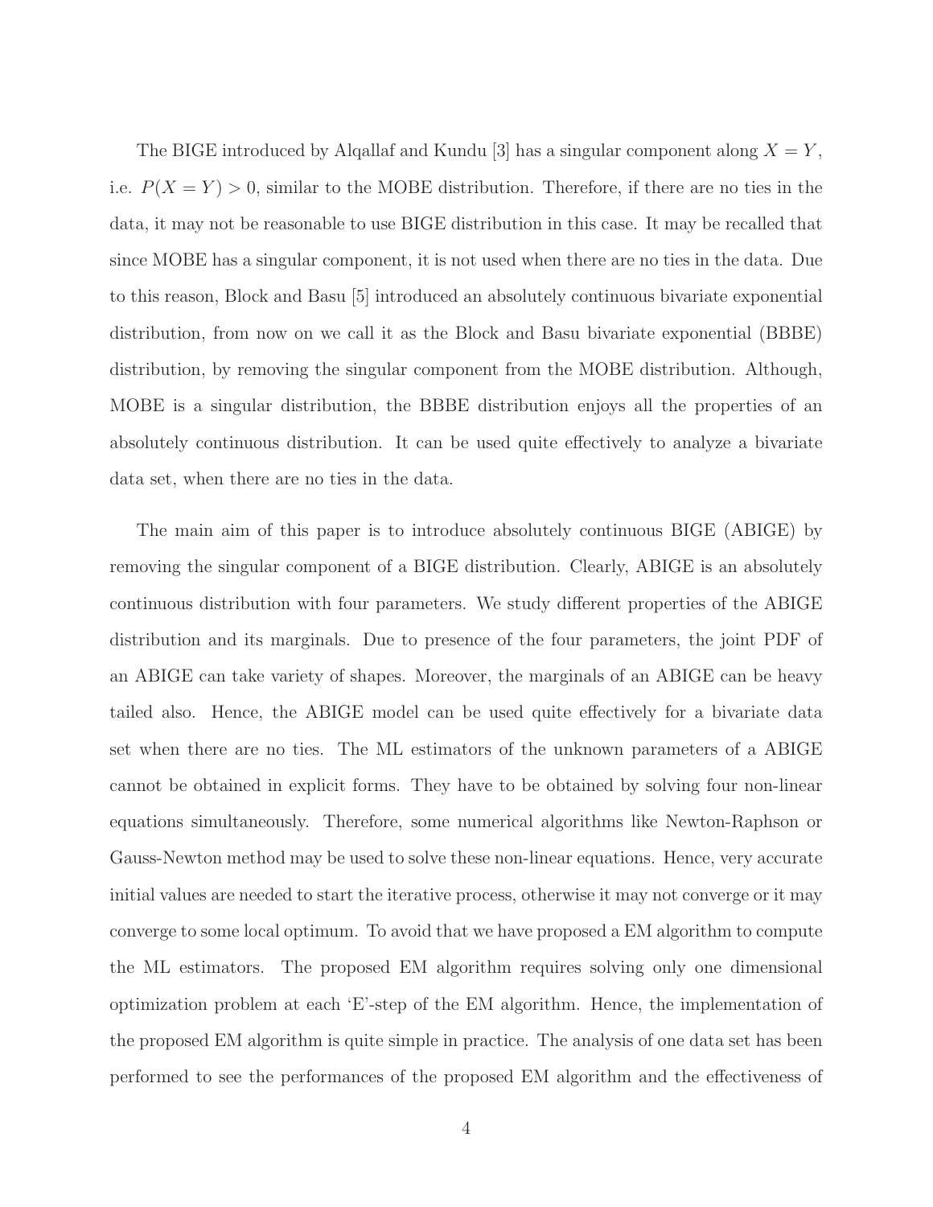The BIGE introduced by Alqallaf and Kundu [3] has a singular component along $X = Y$, i.e. $P(X = Y) > 0$, similar to the MOBE distribution. Therefore, if there are no ties in the data, it may not be reasonable to use BIGE distribution in this case. It may be recalled that since MOBE has a singular component, it is not used when there are no ties in the data. Due to this reason, Block and Basu [5] introduced an absolutely continuous bivariate exponential distribution, from now on we call it as the Block and Basu bivariate exponential (BBBE) distribution, by removing the singular component from the MOBE distribution. Although, MOBE is a singular distribution, the BBBE distribution enjoys all the properties of an absolutely continuous distribution. It can be used quite effectively to analyze a bivariate data set, when there are no ties in the data.

The main aim of this paper is to introduce absolutely continuous BIGE (ABIGE) by removing the singular component of a BIGE distribution. Clearly, ABIGE is an absolutely continuous distribution with four parameters. We study different properties of the ABIGE distribution and its marginals. Due to presence of the four parameters, the joint PDF of an ABIGE can take variety of shapes. Moreover, the marginals of an ABIGE can be heavy tailed also. Hence, the ABIGE model can be used quite effectively for a bivariate data set when there are no ties. The ML estimators of the unknown parameters of a ABIGE cannot be obtained in explicit forms. They have to be obtained by solving four non-linear equations simultaneously. Therefore, some numerical algorithms like Newton-Raphson or Gauss-Newton method may be used to solve these non-linear equations. Hence, very accurate initial values are needed to start the iterative process, otherwise it may not converge or it may converge to some local optimum. To avoid that we have proposed a EM algorithm to compute the ML estimators. The proposed EM algorithm requires solving only one dimensional optimization problem at each 'E'-step of the EM algorithm. Hence, the implementation of the proposed EM algorithm is quite simple in practice. The analysis of one data set has been performed to see the performances of the proposed EM algorithm and the effectiveness of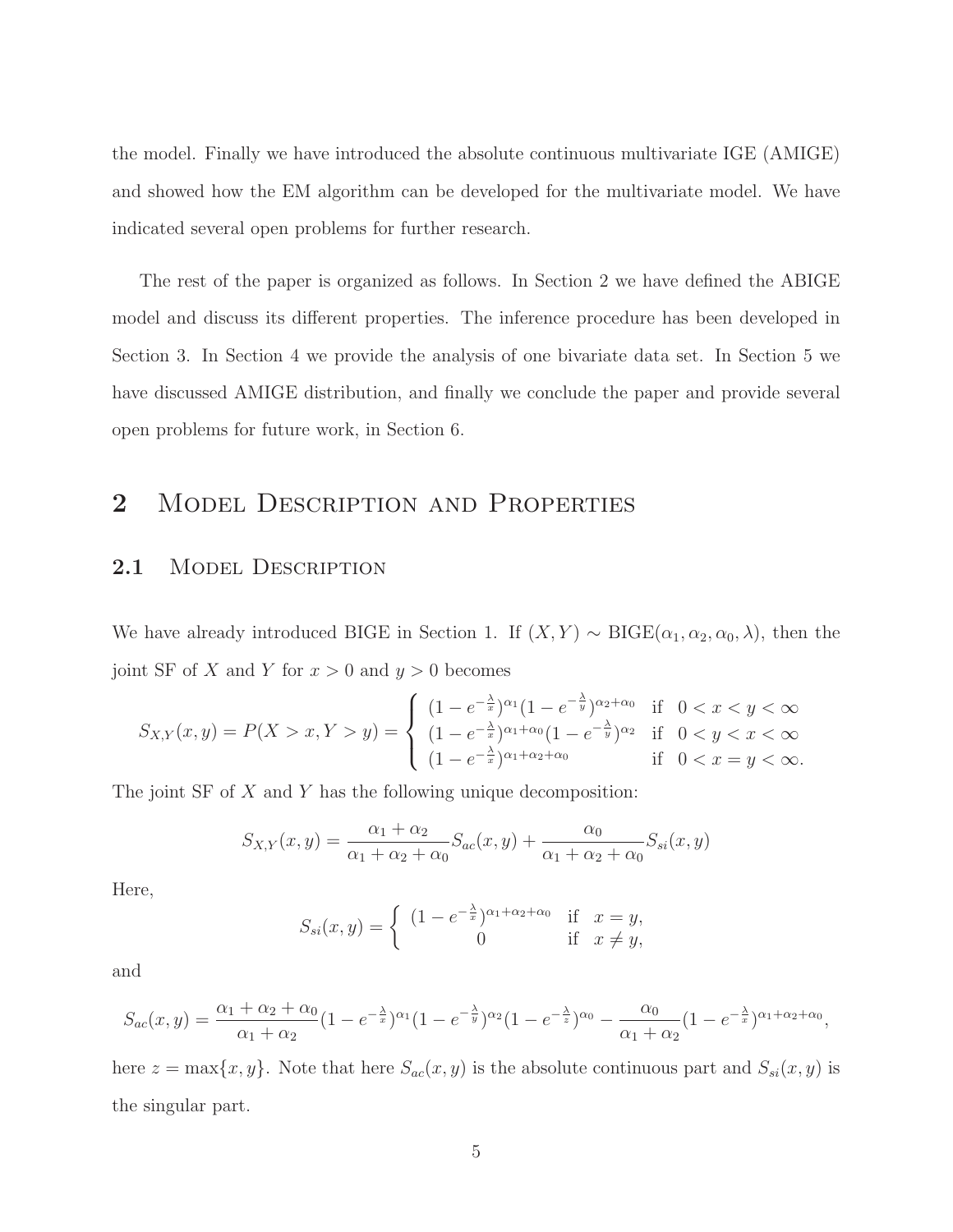the model. Finally we have introduced the absolute continuous multivariate IGE (AMIGE) and showed how the EM algorithm can be developed for the multivariate model. We have indicated several open problems for further research.

The rest of the paper is organized as follows. In Section 2 we have defined the ABIGE model and discuss its different properties. The inference procedure has been developed in Section 3. In Section 4 we provide the analysis of one bivariate data set. In Section 5 we have discussed AMIGE distribution, and finally we conclude the paper and provide several open problems for future work, in Section 6.

## 2 Model Description and Properties

### 2.1 Model Description

We have already introduced BIGE in Section 1. If $(X, Y) \sim \text{BIGE}(\alpha_1, \alpha_2, \alpha_0, \lambda)$, then the joint SF of $X$ and $Y$ for $x > 0$ and $y > 0$ becomes

$$S_{X,Y}(x, y) = P(X > x, Y > y) = \begin{cases} (1 - e^{-\frac{\lambda}{x}})^{\alpha_1}(1 - e^{-\frac{\lambda}{y}})^{\alpha_2+\alpha_0} & \text{if} \quad 0 < x < y < \infty \\ (1 - e^{-\frac{\lambda}{x}})^{\alpha_1+\alpha_0}(1 - e^{-\frac{\lambda}{y}})^{\alpha_2} & \text{if} \quad 0 < y < x < \infty \\ (1 - e^{-\frac{\lambda}{x}})^{\alpha_1+\alpha_2+\alpha_0} & \text{if} \quad 0 < x = y < \infty. \end{cases}$$

The joint SF of $X$ and $Y$ has the following unique decomposition:

$$S_{X,Y}(x, y) = \frac{\alpha_1 + \alpha_2}{\alpha_1 + \alpha_2 + \alpha_0} S_{ac}(x, y) + \frac{\alpha_0}{\alpha_1 + \alpha_2 + \alpha_0} S_{si}(x, y)$$

Here,

$$S_{si}(x, y) = \begin{cases} (1 - e^{-\frac{\lambda}{x}})^{\alpha_1+\alpha_2+\alpha_0} & \text{if} \quad x = y, \\ 0 & \text{if} \quad x \neq y, \end{cases}$$

and

$$S_{ac}(x, y) = \frac{\alpha_1 + \alpha_2 + \alpha_0}{\alpha_1 + \alpha_2}(1 - e^{-\frac{\lambda}{x}})^{\alpha_1}(1 - e^{-\frac{\lambda}{y}})^{\alpha_2}(1 - e^{-\frac{\lambda}{z}})^{\alpha_0} - \frac{\alpha_0}{\alpha_1 + \alpha_2}(1 - e^{-\frac{\lambda}{x}})^{\alpha_1+\alpha_2+\alpha_0},$$

here $z = \max\{x, y\}$. Note that here $S_{ac}(x, y)$ is the absolute continuous part and $S_{si}(x, y)$ is the singular part.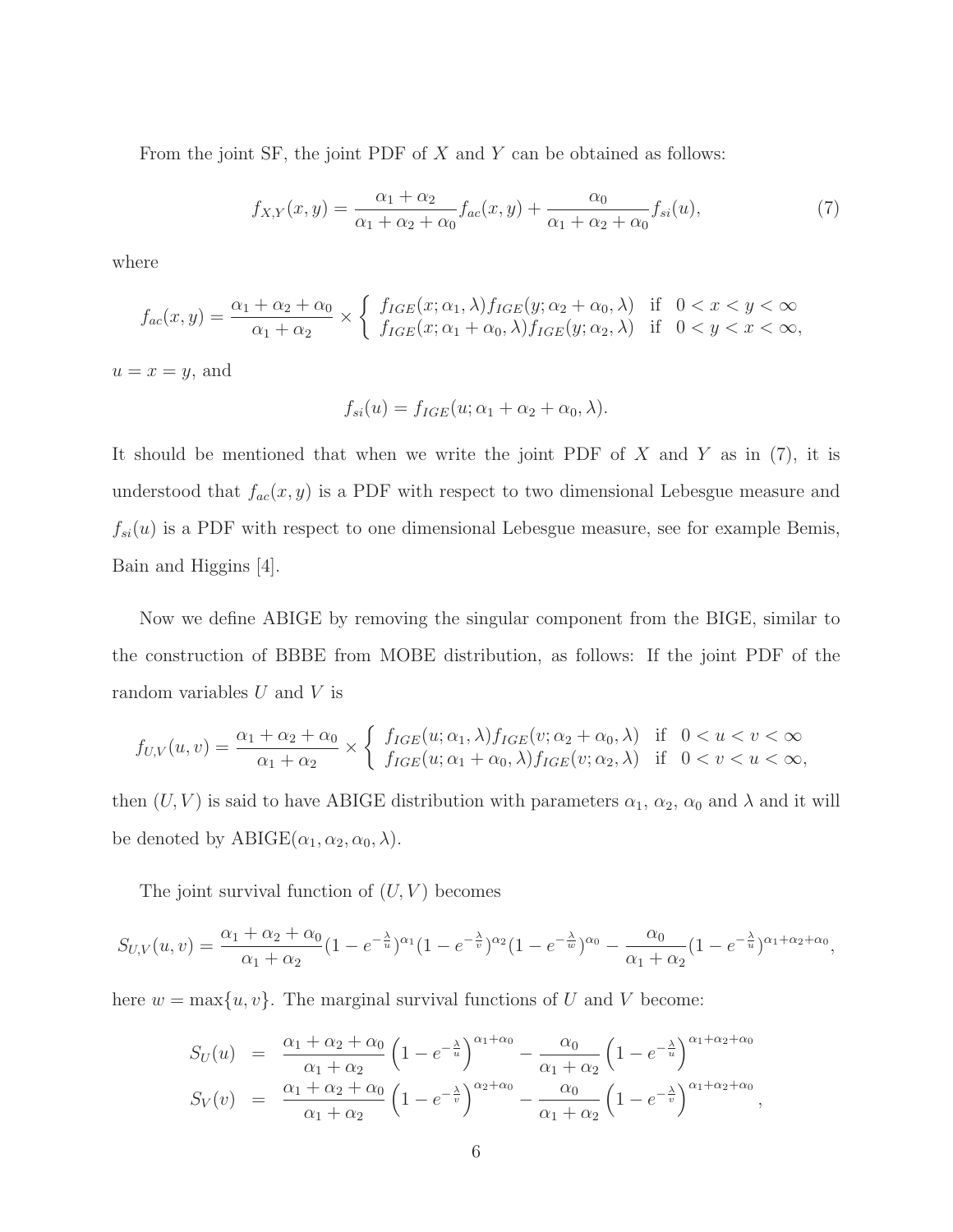From the joint SF, the joint PDF of $X$ and $Y$ can be obtained as follows:

$$f_{X,Y}(x,y) = \frac{\alpha_1 + \alpha_2}{\alpha_1 + \alpha_2 + \alpha_0} f_{ac}(x,y) + \frac{\alpha_0}{\alpha_1 + \alpha_2 + \alpha_0} f_{si}(u), \tag{7}$$

where

$$f_{ac}(x,y) = \frac{\alpha_1 + \alpha_2 + \alpha_0}{\alpha_1 + \alpha_2} \times \begin{cases} f_{IGE}(x;\alpha_1,\lambda) f_{IGE}(y;\alpha_2+\alpha_0,\lambda) & \text{if} \quad 0 < x < y < \infty \\ f_{IGE}(x;\alpha_1+\alpha_0,\lambda) f_{IGE}(y;\alpha_2,\lambda) & \text{if} \quad 0 < y < x < \infty, \end{cases}$$

$u = x = y$, and

$$f_{si}(u) = f_{IGE}(u;\alpha_1+\alpha_2+\alpha_0,\lambda).$$

It should be mentioned that when we write the joint PDF of $X$ and $Y$ as in (7), it is understood that $f_{ac}(x,y)$ is a PDF with respect to two dimensional Lebesgue measure and $f_{si}(u)$ is a PDF with respect to one dimensional Lebesgue measure, see for example Bemis, Bain and Higgins [4].

Now we define ABIGE by removing the singular component from the BIGE, similar to the construction of BBBE from MOBE distribution, as follows: If the joint PDF of the random variables $U$ and $V$ is

$$f_{U,V}(u,v) = \frac{\alpha_1 + \alpha_2 + \alpha_0}{\alpha_1 + \alpha_2} \times \begin{cases} f_{IGE}(u;\alpha_1,\lambda) f_{IGE}(v;\alpha_2+\alpha_0,\lambda) & \text{if} \quad 0 < u < v < \infty \\ f_{IGE}(u;\alpha_1+\alpha_0,\lambda) f_{IGE}(v;\alpha_2,\lambda) & \text{if} \quad 0 < v < u < \infty, \end{cases}$$

then $(U,V)$ is said to have ABIGE distribution with parameters $\alpha_1$, $\alpha_2$, $\alpha_0$ and $\lambda$ and it will be denoted by ABIGE$(\alpha_1,\alpha_2,\alpha_0,\lambda)$.

The joint survival function of $(U,V)$ becomes

$$S_{U,V}(u,v) = \frac{\alpha_1 + \alpha_2 + \alpha_0}{\alpha_1 + \alpha_2}(1-e^{-\frac{\lambda}{u}})^{\alpha_1}(1-e^{-\frac{\lambda}{v}})^{\alpha_2}(1-e^{-\frac{\lambda}{w}})^{\alpha_0} - \frac{\alpha_0}{\alpha_1+\alpha_2}(1-e^{-\frac{\lambda}{u}})^{\alpha_1+\alpha_2+\alpha_0},$$

here $w = \max\{u,v\}$. The marginal survival functions of $U$ and $V$ become:

$$\begin{aligned} S_U(u) &= \frac{\alpha_1 + \alpha_2 + \alpha_0}{\alpha_1 + \alpha_2}\left(1-e^{-\frac{\lambda}{u}}\right)^{\alpha_1+\alpha_0} - \frac{\alpha_0}{\alpha_1+\alpha_2}\left(1-e^{-\frac{\lambda}{u}}\right)^{\alpha_1+\alpha_2+\alpha_0} \\ S_V(v) &= \frac{\alpha_1 + \alpha_2 + \alpha_0}{\alpha_1 + \alpha_2}\left(1-e^{-\frac{\lambda}{v}}\right)^{\alpha_2+\alpha_0} - \frac{\alpha_0}{\alpha_1+\alpha_2}\left(1-e^{-\frac{\lambda}{v}}\right)^{\alpha_1+\alpha_2+\alpha_0}, \end{aligned}$$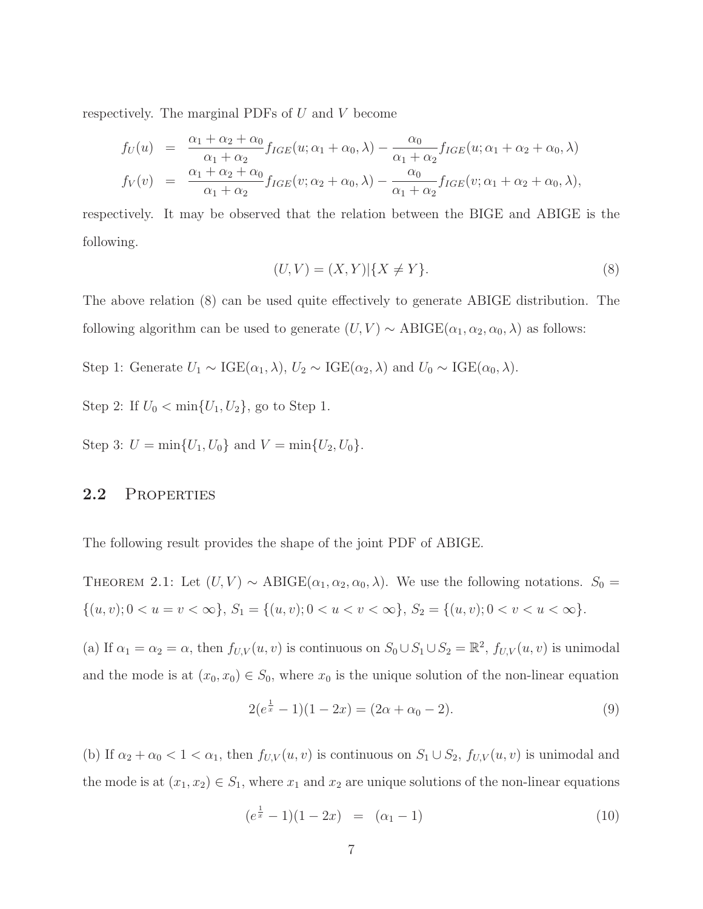respectively. The marginal PDFs of $U$ and $V$ become

$$
\begin{aligned}
f_U(u) &= \frac{\alpha_1+\alpha_2+\alpha_0}{\alpha_1+\alpha_2} f_{IGE}(u;\alpha_1+\alpha_0,\lambda) - \frac{\alpha_0}{\alpha_1+\alpha_2} f_{IGE}(u;\alpha_1+\alpha_2+\alpha_0,\lambda) \\
f_V(v) &= \frac{\alpha_1+\alpha_2+\alpha_0}{\alpha_1+\alpha_2} f_{IGE}(v;\alpha_2+\alpha_0,\lambda) - \frac{\alpha_0}{\alpha_1+\alpha_2} f_{IGE}(v;\alpha_1+\alpha_2+\alpha_0,\lambda),
\end{aligned}
$$

respectively. It may be observed that the relation between the BIGE and ABIGE is the following.

$$
(U,V) = (X,Y)|\{X \neq Y\}. \tag{8}
$$

The above relation (8) can be used quite effectively to generate ABIGE distribution. The following algorithm can be used to generate $(U,V) \sim$ ABIGE$(\alpha_1,\alpha_2,\alpha_0,\lambda)$ as follows:

Step 1: Generate $U_1 \sim$ IGE$(\alpha_1,\lambda)$, $U_2 \sim$ IGE$(\alpha_2,\lambda)$ and $U_0 \sim$ IGE$(\alpha_0,\lambda)$.

Step 2: If $U_0 < \min\{U_1,U_2\}$, go to Step 1.

Step 3: $U = \min\{U_1,U_0\}$ and $V = \min\{U_2,U_0\}$.

## 2.2 Properties

The following result provides the shape of the joint PDF of ABIGE.

Theorem 2.1: Let $(U,V) \sim$ ABIGE$(\alpha_1,\alpha_2,\alpha_0,\lambda)$. We use the following notations. $S_0 = \{(u,v); 0 < u = v < \infty\}$, $S_1 = \{(u,v); 0 < u < v < \infty\}$, $S_2 = \{(u,v); 0 < v < u < \infty\}$.

(a) If $\alpha_1 = \alpha_2 = \alpha$, then $f_{U,V}(u,v)$ is continuous on $S_0 \cup S_1 \cup S_2 = \mathbb{R}^2$, $f_{U,V}(u,v)$ is unimodal and the mode is at $(x_0,x_0) \in S_0$, where $x_0$ is the unique solution of the non-linear equation

$$
2(e^{\frac{1}{x}}-1)(1-2x) = (2\alpha+\alpha_0-2). \tag{9}
$$

(b) If $\alpha_2+\alpha_0 < 1 < \alpha_1$, then $f_{U,V}(u,v)$ is continuous on $S_1 \cup S_2$, $f_{U,V}(u,v)$ is unimodal and the mode is at $(x_1,x_2) \in S_1$, where $x_1$ and $x_2$ are unique solutions of the non-linear equations

$$
(e^{\frac{1}{x}}-1)(1-2x) = (\alpha_1-1) \tag{10}
$$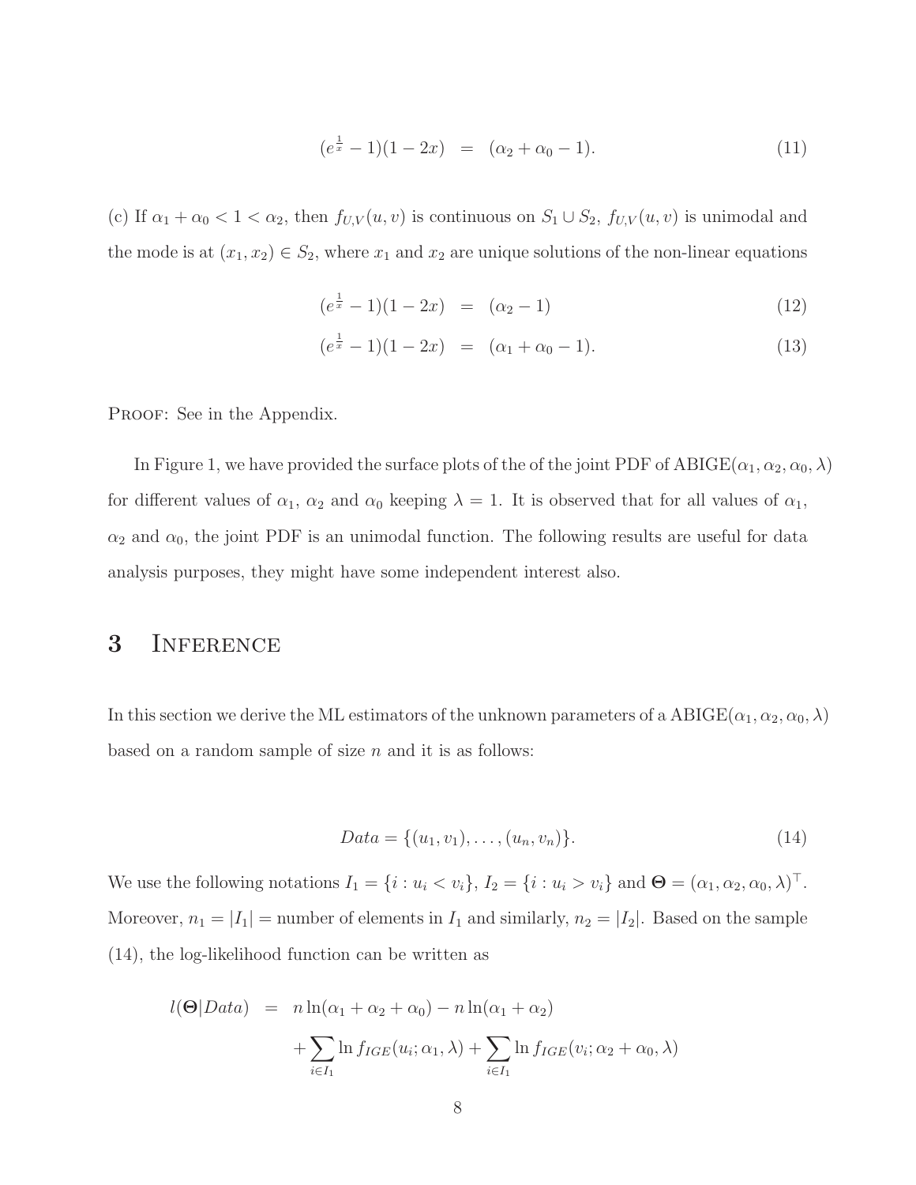$$(e^{\frac{1}{x}} - 1)(1 - 2x) \;=\; (\alpha_2 + \alpha_0 - 1). \tag{11}$$

(c) If $\alpha_1 + \alpha_0 < 1 < \alpha_2$, then $f_{U,V}(u, v)$ is continuous on $S_1 \cup S_2$, $f_{U,V}(u, v)$ is unimodal and the mode is at $(x_1, x_2) \in S_2$, where $x_1$ and $x_2$ are unique solutions of the non-linear equations

$$(e^{\frac{1}{x}} - 1)(1 - 2x) \;=\; (\alpha_2 - 1) \tag{12}$$

$$(e^{\frac{1}{x}} - 1)(1 - 2x) \;=\; (\alpha_1 + \alpha_0 - 1). \tag{13}$$

Proof: See in the Appendix.

In Figure 1, we have provided the surface plots of the of the joint PDF of ABIGE$(\alpha_1, \alpha_2, \alpha_0, \lambda)$ for different values of $\alpha_1$, $\alpha_2$ and $\alpha_0$ keeping $\lambda = 1$. It is observed that for all values of $\alpha_1$, $\alpha_2$ and $\alpha_0$, the joint PDF is an unimodal function. The following results are useful for data analysis purposes, they might have some independent interest also.

# 3 Inference

In this section we derive the ML estimators of the unknown parameters of a ABIGE$(\alpha_1, \alpha_2, \alpha_0, \lambda)$ based on a random sample of size $n$ and it is as follows:

$$Data = \{(u_1, v_1), \ldots, (u_n, v_n)\}. \tag{14}$$

We use the following notations $I_1 = \{i : u_i < v_i\}$, $I_2 = \{i : u_i > v_i\}$ and $\mathbf{\Theta} = (\alpha_1, \alpha_2, \alpha_0, \lambda)^\top$. Moreover, $n_1 = |I_1|$ = number of elements in $I_1$ and similarly, $n_2 = |I_2|$. Based on the sample (14), the log-likelihood function can be written as

$$\begin{aligned} l(\mathbf{\Theta}|Data) \;=\;& n\ln(\alpha_1 + \alpha_2 + \alpha_0) - n\ln(\alpha_1 + \alpha_2) \\ &+ \sum_{i \in I_1} \ln f_{IGE}(u_i; \alpha_1, \lambda) + \sum_{i \in I_1} \ln f_{IGE}(v_i; \alpha_2 + \alpha_0, \lambda) \end{aligned}$$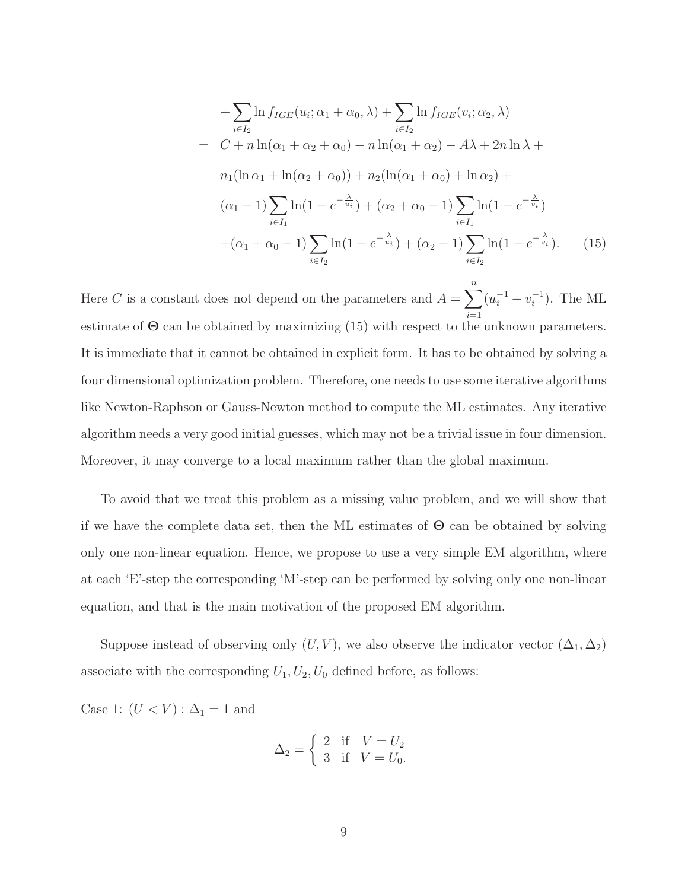$$
\begin{aligned}
&+\sum_{i\in I_2}\ln f_{IGE}(u_i;\alpha_1+\alpha_0,\lambda)+\sum_{i\in I_2}\ln f_{IGE}(v_i;\alpha_2,\lambda)\\
=\ & C+n\ln(\alpha_1+\alpha_2+\alpha_0)-n\ln(\alpha_1+\alpha_2)-A\lambda+2n\ln\lambda+\\
& n_1(\ln\alpha_1+\ln(\alpha_2+\alpha_0))+n_2(\ln(\alpha_1+\alpha_0)+\ln\alpha_2)+\\
& (\alpha_1-1)\sum_{i\in I_1}\ln(1-e^{-\frac{\lambda}{u_i}})+(\alpha_2+\alpha_0-1)\sum_{i\in I_1}\ln(1-e^{-\frac{\lambda}{v_i}})\\
& +(\alpha_1+\alpha_0-1)\sum_{i\in I_2}\ln(1-e^{-\frac{\lambda}{u_i}})+(\alpha_2-1)\sum_{i\in I_2}\ln(1-e^{-\frac{\lambda}{v_i}}). \qquad (15)
\end{aligned}
$$

Here $C$ is a constant does not depend on the parameters and $A=\sum_{i=1}^{n}(u_i^{-1}+v_i^{-1})$. The ML estimate of $\boldsymbol{\Theta}$ can be obtained by maximizing (15) with respect to the unknown parameters. It is immediate that it cannot be obtained in explicit form. It has to be obtained by solving a four dimensional optimization problem. Therefore, one needs to use some iterative algorithms like Newton-Raphson or Gauss-Newton method to compute the ML estimates. Any iterative algorithm needs a very good initial guesses, which may not be a trivial issue in four dimension. Moreover, it may converge to a local maximum rather than the global maximum.

To avoid that we treat this problem as a missing value problem, and we will show that if we have the complete data set, then the ML estimates of $\boldsymbol{\Theta}$ can be obtained by solving only one non-linear equation. Hence, we propose to use a very simple EM algorithm, where at each 'E'-step the corresponding 'M'-step can be performed by solving only one non-linear equation, and that is the main motivation of the proposed EM algorithm.

Suppose instead of observing only $(U,V)$, we also observe the indicator vector $(\Delta_1,\Delta_2)$ associate with the corresponding $U_1,U_2,U_0$ defined before, as follows:

Case 1: $(U<V):\Delta_1=1$ and

$$
\Delta_2=\begin{cases} 2 & \text{if} \quad V=U_2 \\ 3 & \text{if} \quad V=U_0. \end{cases}
$$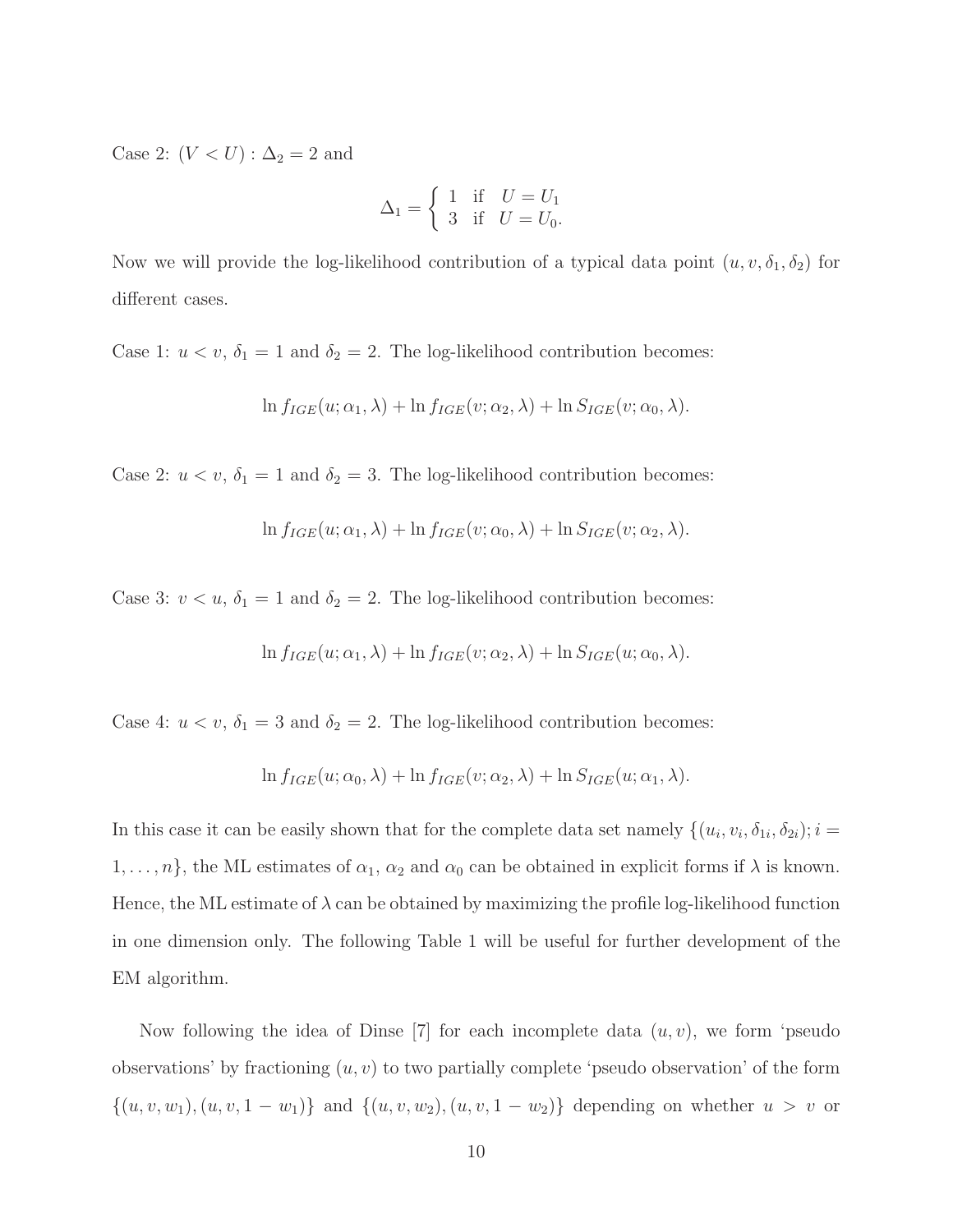Case 2: $(V < U) : \Delta_2 = 2$ and

$$\Delta_1 = \begin{cases} 1 & \text{if} \quad U = U_1 \\ 3 & \text{if} \quad U = U_0. \end{cases}$$

Now we will provide the log-likelihood contribution of a typical data point $(u, v, \delta_1, \delta_2)$ for different cases.

Case 1: $u < v$, $\delta_1 = 1$ and $\delta_2 = 2$. The log-likelihood contribution becomes:

$$\ln f_{IGE}(u; \alpha_1, \lambda) + \ln f_{IGE}(v; \alpha_2, \lambda) + \ln S_{IGE}(v; \alpha_0, \lambda).$$

Case 2: $u < v$, $\delta_1 = 1$ and $\delta_2 = 3$. The log-likelihood contribution becomes:

$$\ln f_{IGE}(u; \alpha_1, \lambda) + \ln f_{IGE}(v; \alpha_0, \lambda) + \ln S_{IGE}(v; \alpha_2, \lambda).$$

Case 3: $v < u$, $\delta_1 = 1$ and $\delta_2 = 2$. The log-likelihood contribution becomes:

$$\ln f_{IGE}(u; \alpha_1, \lambda) + \ln f_{IGE}(v; \alpha_2, \lambda) + \ln S_{IGE}(u; \alpha_0, \lambda).$$

Case 4: $u < v$, $\delta_1 = 3$ and $\delta_2 = 2$. The log-likelihood contribution becomes:

$$\ln f_{IGE}(u; \alpha_0, \lambda) + \ln f_{IGE}(v; \alpha_2, \lambda) + \ln S_{IGE}(u; \alpha_1, \lambda).$$

In this case it can be easily shown that for the complete data set namely $\{(u_i, v_i, \delta_{1i}, \delta_{2i}); i = 1, \ldots, n\}$, the ML estimates of $\alpha_1$, $\alpha_2$ and $\alpha_0$ can be obtained in explicit forms if $\lambda$ is known. Hence, the ML estimate of $\lambda$ can be obtained by maximizing the profile log-likelihood function in one dimension only. The following Table 1 will be useful for further development of the EM algorithm.

Now following the idea of Dinse [7] for each incomplete data $(u, v)$, we form 'pseudo observations' by fractioning $(u, v)$ to two partially complete 'pseudo observation' of the form $\{(u, v, w_1), (u, v, 1 - w_1)\}$ and $\{(u, v, w_2), (u, v, 1 - w_2)\}$ depending on whether $u > v$ or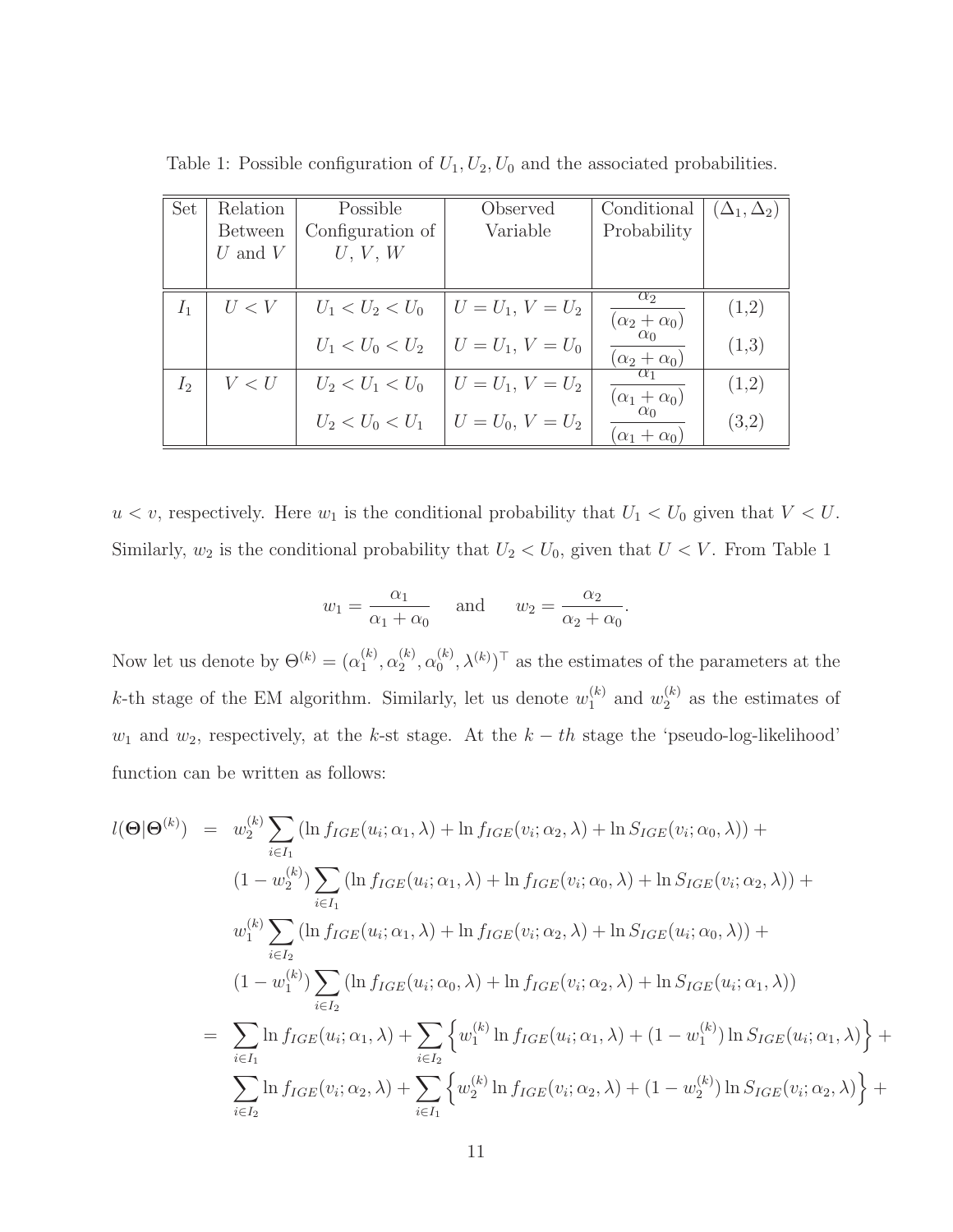Table 1: Possible configuration of $U_1, U_2, U_0$ and the associated probabilities.

| Set | Relation Between $U$ and $V$ | Possible Configuration of $U$, $V$, $W$ | Observed Variable | Conditional Probability | $(\Delta_1, \Delta_2)$ |
|---|---|---|---|---|---|
| $I_1$ | $U < V$ | $U_1 < U_2 < U_0$ | $U = U_1$, $V = U_2$ | $\frac{\alpha_2}{(\alpha_2 + \alpha_0)}$ | (1,2) |
| | | $U_1 < U_0 < U_2$ | $U = U_1$, $V = U_0$ | $\frac{\alpha_0}{(\alpha_2 + \alpha_0)}$ | (1,3) |
| $I_2$ | $V < U$ | $U_2 < U_1 < U_0$ | $U = U_1$, $V = U_2$ | $\frac{\alpha_1}{(\alpha_1 + \alpha_0)}$ | (1,2) |
| | | $U_2 < U_0 < U_1$ | $U = U_0$, $V = U_2$ | $\frac{\alpha_0}{(\alpha_1 + \alpha_0)}$ | (3,2) |

$u < v$, respectively. Here $w_1$ is the conditional probability that $U_1 < U_0$ given that $V < U$. Similarly, $w_2$ is the conditional probability that $U_2 < U_0$, given that $U < V$. From Table 1

$$w_1 = \frac{\alpha_1}{\alpha_1 + \alpha_0} \quad \text{and} \quad w_2 = \frac{\alpha_2}{\alpha_2 + \alpha_0}.$$

Now let us denote by $\Theta^{(k)} = (\alpha_1^{(k)}, \alpha_2^{(k)}, \alpha_0^{(k)}, \lambda^{(k)})^\top$ as the estimates of the parameters at the $k$-th stage of the EM algorithm. Similarly, let us denote $w_1^{(k)}$ and $w_2^{(k)}$ as the estimates of $w_1$ and $w_2$, respectively, at the $k$-st stage. At the $k - th$ stage the 'pseudo-log-likelihood' function can be written as follows:

$$\begin{aligned}
l(\boldsymbol{\Theta}|\boldsymbol{\Theta}^{(k)}) &= w_2^{(k)} \sum_{i \in I_1} \left( \ln f_{IGE}(u_i; \alpha_1, \lambda) + \ln f_{IGE}(v_i; \alpha_2, \lambda) + \ln S_{IGE}(v_i; \alpha_0, \lambda) \right) + \\
&\quad (1 - w_2^{(k)}) \sum_{i \in I_1} \left( \ln f_{IGE}(u_i; \alpha_1, \lambda) + \ln f_{IGE}(v_i; \alpha_0, \lambda) + \ln S_{IGE}(v_i; \alpha_2, \lambda) \right) + \\
&\quad w_1^{(k)} \sum_{i \in I_2} \left( \ln f_{IGE}(u_i; \alpha_1, \lambda) + \ln f_{IGE}(v_i; \alpha_2, \lambda) + \ln S_{IGE}(u_i; \alpha_0, \lambda) \right) + \\
&\quad (1 - w_1^{(k)}) \sum_{i \in I_2} \left( \ln f_{IGE}(u_i; \alpha_0, \lambda) + \ln f_{IGE}(v_i; \alpha_2, \lambda) + \ln S_{IGE}(u_i; \alpha_1, \lambda) \right) \\
&= \sum_{i \in I_1} \ln f_{IGE}(u_i; \alpha_1, \lambda) + \sum_{i \in I_2} \left\{ w_1^{(k)} \ln f_{IGE}(u_i; \alpha_1, \lambda) + (1 - w_1^{(k)}) \ln S_{IGE}(u_i; \alpha_1, \lambda) \right\} + \\
&\quad \sum_{i \in I_2} \ln f_{IGE}(v_i; \alpha_2, \lambda) + \sum_{i \in I_1} \left\{ w_2^{(k)} \ln f_{IGE}(v_i; \alpha_2, \lambda) + (1 - w_2^{(k)}) \ln S_{IGE}(v_i; \alpha_2, \lambda) \right\} +
\end{aligned}$$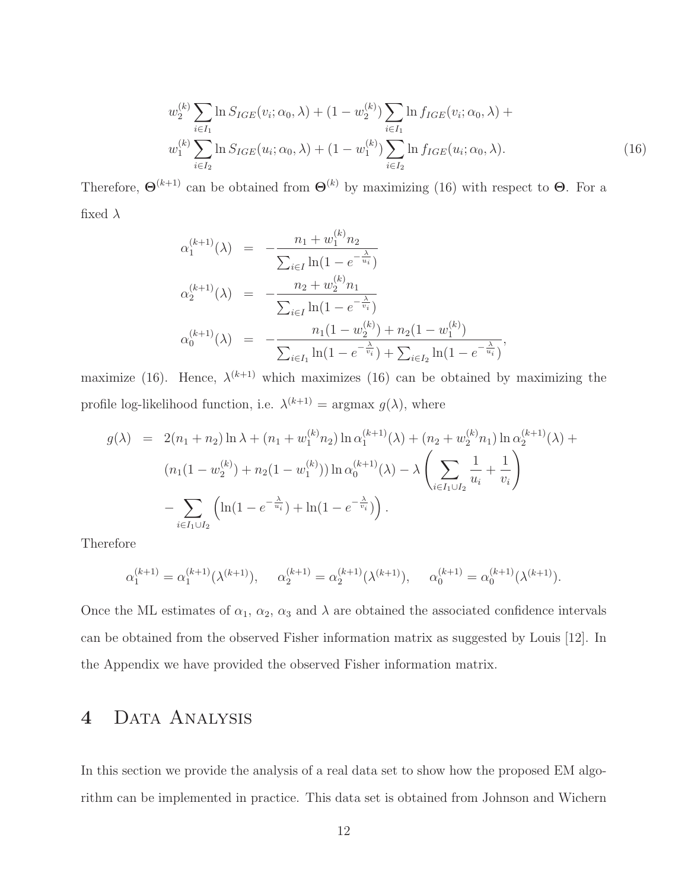$$
\begin{aligned}
& w_2^{(k)} \sum_{i \in I_1} \ln S_{IGE}(v_i; \alpha_0, \lambda) + (1 - w_2^{(k)}) \sum_{i \in I_1} \ln f_{IGE}(v_i; \alpha_0, \lambda) + \\
& w_1^{(k)} \sum_{i \in I_2} \ln S_{IGE}(u_i; \alpha_0, \lambda) + (1 - w_1^{(k)}) \sum_{i \in I_2} \ln f_{IGE}(u_i; \alpha_0, \lambda). \qquad (16)
\end{aligned}
$$

Therefore, $\mathbf{\Theta}^{(k+1)}$ can be obtained from $\mathbf{\Theta}^{(k)}$ by maximizing (16) with respect to $\mathbf{\Theta}$. For a fixed $\lambda$

$$
\begin{aligned}
\alpha_1^{(k+1)}(\lambda) &= -\frac{n_1 + w_1^{(k)} n_2}{\sum_{i \in I} \ln(1 - e^{-\frac{\lambda}{u_i}})} \\
\alpha_2^{(k+1)}(\lambda) &= -\frac{n_2 + w_2^{(k)} n_1}{\sum_{i \in I} \ln(1 - e^{-\frac{\lambda}{v_i}})} \\
\alpha_0^{(k+1)}(\lambda) &= -\frac{n_1(1 - w_2^{(k)}) + n_2(1 - w_1^{(k)})}{\sum_{i \in I_1} \ln(1 - e^{-\frac{\lambda}{v_i}}) + \sum_{i \in I_2} \ln(1 - e^{-\frac{\lambda}{u_i}})},
\end{aligned}
$$

maximize (16). Hence, $\lambda^{(k+1)}$ which maximizes (16) can be obtained by maximizing the profile log-likelihood function, i.e. $\lambda^{(k+1)} = \text{argmax } g(\lambda)$, where

$$
\begin{aligned}
g(\lambda) &= 2(n_1 + n_2) \ln \lambda + (n_1 + w_1^{(k)} n_2) \ln \alpha_1^{(k+1)}(\lambda) + (n_2 + w_2^{(k)} n_1) \ln \alpha_2^{(k+1)}(\lambda) + \\
&\quad (n_1(1 - w_2^{(k)}) + n_2(1 - w_1^{(k)})) \ln \alpha_0^{(k+1)}(\lambda) - \lambda \left( \sum_{i \in I_1 \cup I_2} \frac{1}{u_i} + \frac{1}{v_i} \right) \\
&\quad - \sum_{i \in I_1 \cup I_2} \left( \ln(1 - e^{-\frac{\lambda}{u_i}}) + \ln(1 - e^{-\frac{\lambda}{v_i}}) \right).
\end{aligned}
$$

Therefore

$$
\alpha_1^{(k+1)} = \alpha_1^{(k+1)}(\lambda^{(k+1)}), \quad \alpha_2^{(k+1)} = \alpha_2^{(k+1)}(\lambda^{(k+1)}), \quad \alpha_0^{(k+1)} = \alpha_0^{(k+1)}(\lambda^{(k+1)}).
$$

Once the ML estimates of $\alpha_1$, $\alpha_2$, $\alpha_3$ and $\lambda$ are obtained the associated confidence intervals can be obtained from the observed Fisher information matrix as suggested by Louis [12]. In the Appendix we have provided the observed Fisher information matrix.

# 4 Data Analysis

In this section we provide the analysis of a real data set to show how the proposed EM algorithm can be implemented in practice. This data set is obtained from Johnson and Wichern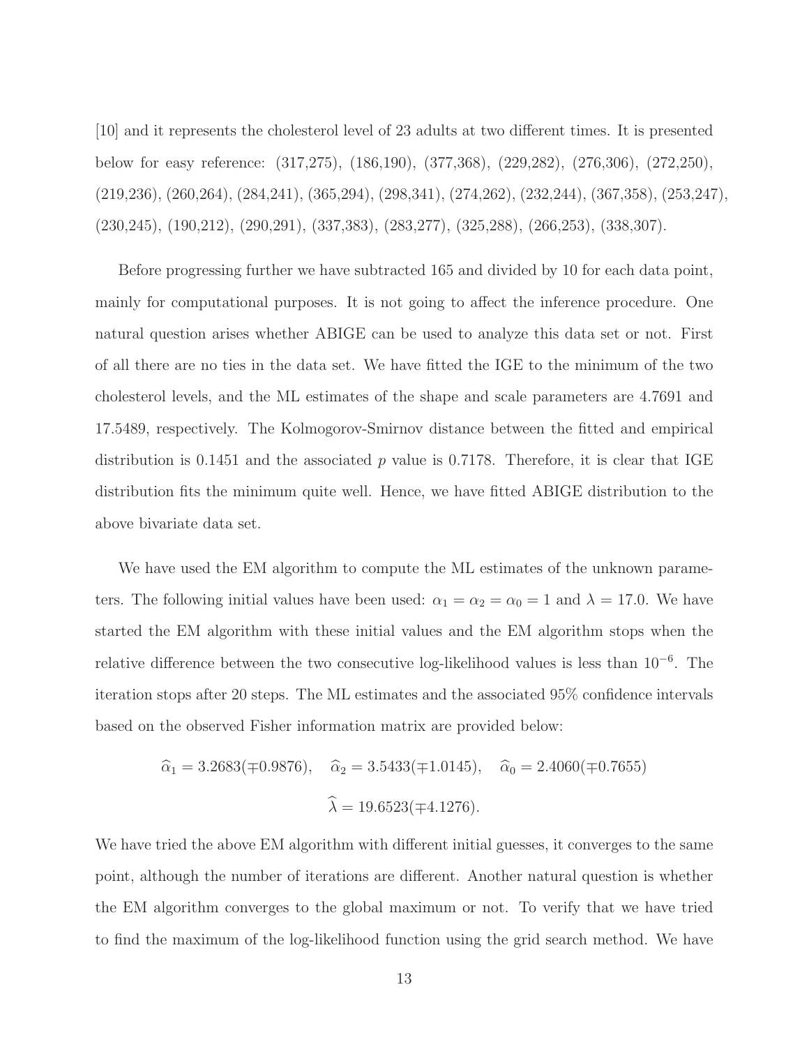[10] and it represents the cholesterol level of 23 adults at two different times. It is presented below for easy reference: (317,275), (186,190), (377,368), (229,282), (276,306), (272,250), (219,236), (260,264), (284,241), (365,294), (298,341), (274,262), (232,244), (367,358), (253,247), (230,245), (190,212), (290,291), (337,383), (283,277), (325,288), (266,253), (338,307).

Before progressing further we have subtracted 165 and divided by 10 for each data point, mainly for computational purposes. It is not going to affect the inference procedure. One natural question arises whether ABIGE can be used to analyze this data set or not. First of all there are no ties in the data set. We have fitted the IGE to the minimum of the two cholesterol levels, and the ML estimates of the shape and scale parameters are 4.7691 and 17.5489, respectively. The Kolmogorov-Smirnov distance between the fitted and empirical distribution is 0.1451 and the associated $p$ value is 0.7178. Therefore, it is clear that IGE distribution fits the minimum quite well. Hence, we have fitted ABIGE distribution to the above bivariate data set.

We have used the EM algorithm to compute the ML estimates of the unknown parameters. The following initial values have been used: $\alpha_1 = \alpha_2 = \alpha_0 = 1$ and $\lambda = 17.0$. We have started the EM algorithm with these initial values and the EM algorithm stops when the relative difference between the two consecutive log-likelihood values is less than $10^{-6}$. The iteration stops after 20 steps. The ML estimates and the associated 95% confidence intervals based on the observed Fisher information matrix are provided below:

$$\widehat{\alpha}_1 = 3.2683(\mp 0.9876), \quad \widehat{\alpha}_2 = 3.5433(\mp 1.0145), \quad \widehat{\alpha}_0 = 2.4060(\mp 0.7655)$$

$$\widehat{\lambda} = 19.6523(\mp 4.1276).$$

We have tried the above EM algorithm with different initial guesses, it converges to the same point, although the number of iterations are different. Another natural question is whether the EM algorithm converges to the global maximum or not. To verify that we have tried to find the maximum of the log-likelihood function using the grid search method. We have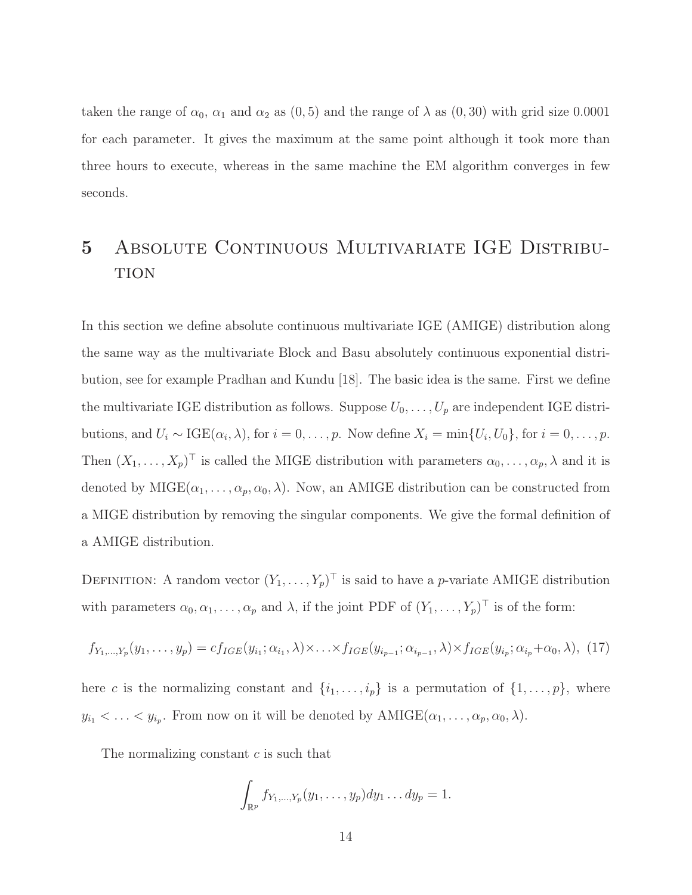taken the range of $\alpha_0$, $\alpha_1$ and $\alpha_2$ as $(0, 5)$ and the range of $\lambda$ as $(0, 30)$ with grid size 0.0001 for each parameter. It gives the maximum at the same point although it took more than three hours to execute, whereas in the same machine the EM algorithm converges in few seconds.

# 5 Absolute Continuous Multivariate IGE Distribution

In this section we define absolute continuous multivariate IGE (AMIGE) distribution along the same way as the multivariate Block and Basu absolutely continuous exponential distribution, see for example Pradhan and Kundu [18]. The basic idea is the same. First we define the multivariate IGE distribution as follows. Suppose $U_0, \ldots, U_p$ are independent IGE distributions, and $U_i \sim \text{IGE}(\alpha_i, \lambda)$, for $i = 0, \ldots, p$. Now define $X_i = \min\{U_i, U_0\}$, for $i = 0, \ldots, p$. Then $(X_1, \ldots, X_p)^\top$ is called the MIGE distribution with parameters $\alpha_0, \ldots, \alpha_p, \lambda$ and it is denoted by $\text{MIGE}(\alpha_1, \ldots, \alpha_p, \alpha_0, \lambda)$. Now, an AMIGE distribution can be constructed from a MIGE distribution by removing the singular components. We give the formal definition of a AMIGE distribution.

Definition: A random vector $(Y_1, \ldots, Y_p)^\top$ is said to have a $p$-variate AMIGE distribution with parameters $\alpha_0, \alpha_1, \ldots, \alpha_p$ and $\lambda$, if the joint PDF of $(Y_1, \ldots, Y_p)^\top$ is of the form:

$$f_{Y_1,\ldots,Y_p}(y_1, \ldots, y_p) = c f_{IGE}(y_{i_1}; \alpha_{i_1}, \lambda) \times \ldots \times f_{IGE}(y_{i_{p-1}}; \alpha_{i_{p-1}}, \lambda) \times f_{IGE}(y_{i_p}; \alpha_{i_p} + \alpha_0, \lambda), \quad (17)$$

here $c$ is the normalizing constant and $\{i_1, \ldots, i_p\}$ is a permutation of $\{1, \ldots, p\}$, where $y_{i_1} < \ldots < y_{i_p}$. From now on it will be denoted by $\text{AMIGE}(\alpha_1, \ldots, \alpha_p, \alpha_0, \lambda)$.

The normalizing constant $c$ is such that

$$\int_{\mathbb{R}^p} f_{Y_1,\ldots,Y_p}(y_1, \ldots, y_p) dy_1 \ldots dy_p = 1.$$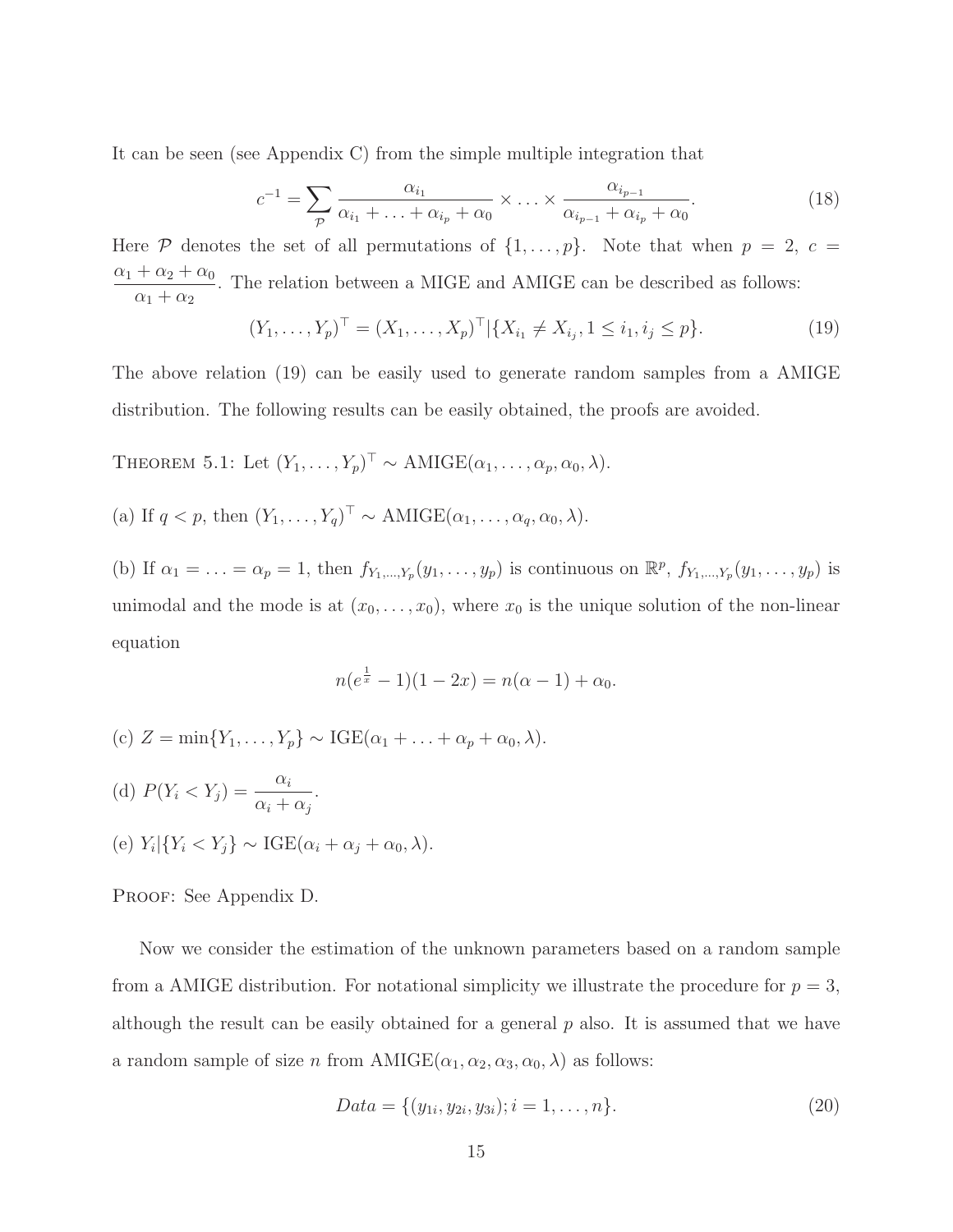It can be seen (see Appendix C) from the simple multiple integration that

$$c^{-1} = \sum_{\mathcal{P}} \frac{\alpha_{i_1}}{\alpha_{i_1} + \ldots + \alpha_{i_p} + \alpha_0} \times \ldots \times \frac{\alpha_{i_{p-1}}}{\alpha_{i_{p-1}} + \alpha_{i_p} + \alpha_0}. \tag{18}$$

Here $\mathcal{P}$ denotes the set of all permutations of $\{1, \ldots, p\}$. Note that when $p = 2$, $c = \dfrac{\alpha_1 + \alpha_2 + \alpha_0}{\alpha_1 + \alpha_2}$. The relation between a MIGE and AMIGE can be described as follows:

$$(Y_1, \ldots, Y_p)^\top = (X_1, \ldots, X_p)^\top | \{X_{i_1} \neq X_{i_j}, 1 \leq i_1, i_j \leq p\}. \tag{19}$$

The above relation (19) can be easily used to generate random samples from a AMIGE distribution. The following results can be easily obtained, the proofs are avoided.

Theorem 5.1: Let $(Y_1, \ldots, Y_p)^\top \sim \text{AMIGE}(\alpha_1, \ldots, \alpha_p, \alpha_0, \lambda)$.

(a) If $q < p$, then $(Y_1, \ldots, Y_q)^\top \sim \text{AMIGE}(\alpha_1, \ldots, \alpha_q, \alpha_0, \lambda)$.

(b) If $\alpha_1 = \ldots = \alpha_p = 1$, then $f_{Y_1,\ldots,Y_p}(y_1, \ldots, y_p)$ is continuous on $\mathbb{R}^p$, $f_{Y_1,\ldots,Y_p}(y_1, \ldots, y_p)$ is unimodal and the mode is at $(x_0, \ldots, x_0)$, where $x_0$ is the unique solution of the non-linear equation

$$n(e^{\frac{1}{x}} - 1)(1 - 2x) = n(\alpha - 1) + \alpha_0.$$

(c) $Z = \min\{Y_1, \ldots, Y_p\} \sim \text{IGE}(\alpha_1 + \ldots + \alpha_p + \alpha_0, \lambda)$.

(d) $P(Y_i < Y_j) = \dfrac{\alpha_i}{\alpha_i + \alpha_j}$.

(e) $Y_i | \{Y_i < Y_j\} \sim \text{IGE}(\alpha_i + \alpha_j + \alpha_0, \lambda)$.

Proof: See Appendix D.

Now we consider the estimation of the unknown parameters based on a random sample from a AMIGE distribution. For notational simplicity we illustrate the procedure for $p = 3$, although the result can be easily obtained for a general $p$ also. It is assumed that we have a random sample of size $n$ from $\text{AMIGE}(\alpha_1, \alpha_2, \alpha_3, \alpha_0, \lambda)$ as follows:

$$Data = \{(y_{1i}, y_{2i}, y_{3i}); i = 1, \ldots, n\}. \tag{20}$$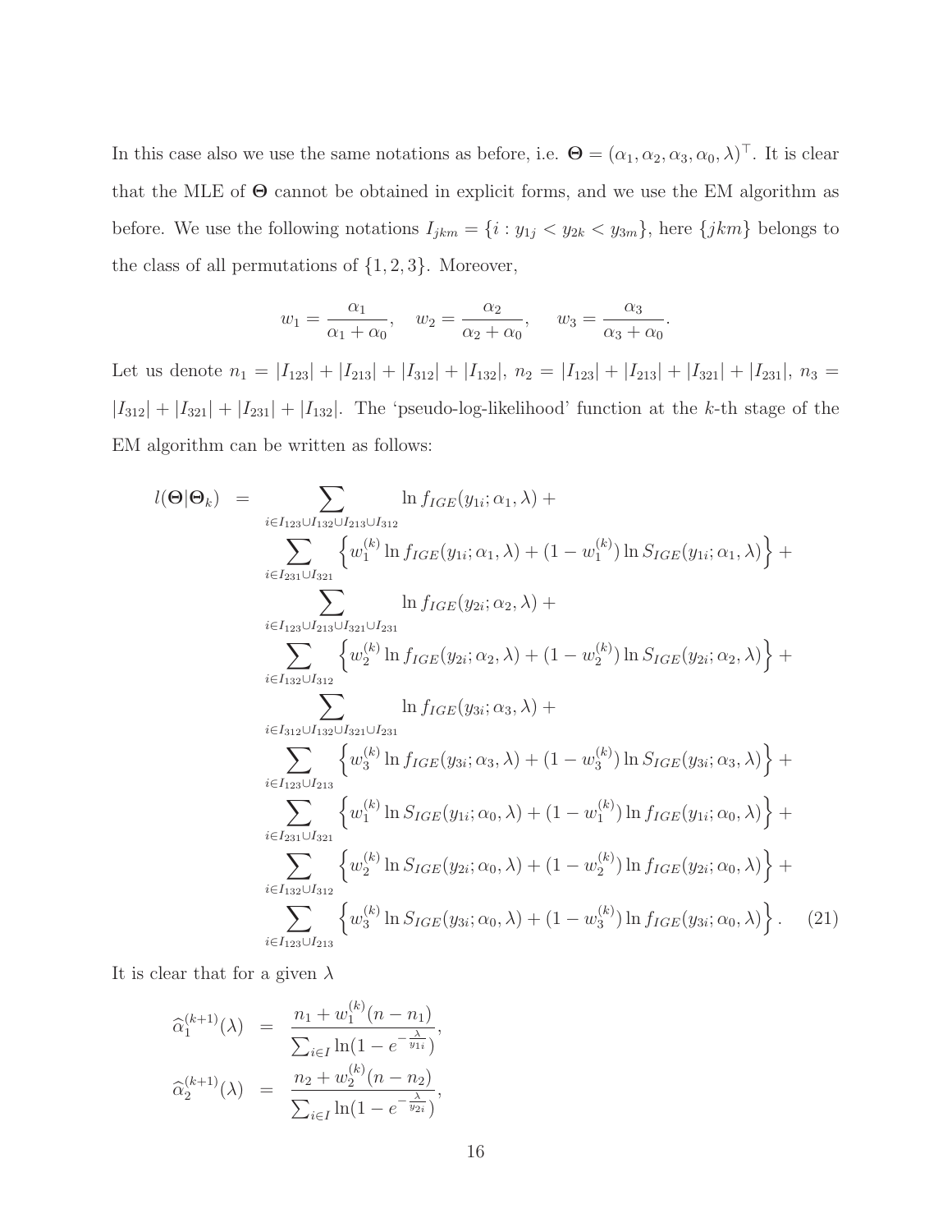In this case also we use the same notations as before, i.e. $\boldsymbol{\Theta} = (\alpha_1, \alpha_2, \alpha_3, \alpha_0, \lambda)^\top$. It is clear that the MLE of $\boldsymbol{\Theta}$ cannot be obtained in explicit forms, and we use the EM algorithm as before. We use the following notations $I_{jkm} = \{i : y_{1j} < y_{2k} < y_{3m}\}$, here $\{jkm\}$ belongs to the class of all permutations of $\{1, 2, 3\}$. Moreover,

$$w_1 = \frac{\alpha_1}{\alpha_1 + \alpha_0}, \quad w_2 = \frac{\alpha_2}{\alpha_2 + \alpha_0}, \quad w_3 = \frac{\alpha_3}{\alpha_3 + \alpha_0}.$$

Let us denote $n_1 = |I_{123}| + |I_{213}| + |I_{312}| + |I_{132}|$, $n_2 = |I_{123}| + |I_{213}| + |I_{321}| + |I_{231}|$, $n_3 = |I_{312}| + |I_{321}| + |I_{231}| + |I_{132}|$. The 'pseudo-log-likelihood' function at the $k$-th stage of the EM algorithm can be written as follows:

$$\begin{aligned}
l(\boldsymbol{\Theta}|\boldsymbol{\Theta}_k) = & \sum_{i \in I_{123} \cup I_{132} \cup I_{213} \cup I_{312}} \ln f_{IGE}(y_{1i}; \alpha_1, \lambda) + \\
& \sum_{i \in I_{231} \cup I_{321}} \left\{ w_1^{(k)} \ln f_{IGE}(y_{1i}; \alpha_1, \lambda) + (1 - w_1^{(k)}) \ln S_{IGE}(y_{1i}; \alpha_1, \lambda) \right\} + \\
& \sum_{i \in I_{123} \cup I_{213} \cup I_{321} \cup I_{231}} \ln f_{IGE}(y_{2i}; \alpha_2, \lambda) + \\
& \sum_{i \in I_{132} \cup I_{312}} \left\{ w_2^{(k)} \ln f_{IGE}(y_{2i}; \alpha_2, \lambda) + (1 - w_2^{(k)}) \ln S_{IGE}(y_{2i}; \alpha_2, \lambda) \right\} + \\
& \sum_{i \in I_{312} \cup I_{132} \cup I_{321} \cup I_{231}} \ln f_{IGE}(y_{3i}; \alpha_3, \lambda) + \\
& \sum_{i \in I_{123} \cup I_{213}} \left\{ w_3^{(k)} \ln f_{IGE}(y_{3i}; \alpha_3, \lambda) + (1 - w_3^{(k)}) \ln S_{IGE}(y_{3i}; \alpha_3, \lambda) \right\} + \\
& \sum_{i \in I_{231} \cup I_{321}} \left\{ w_1^{(k)} \ln S_{IGE}(y_{1i}; \alpha_0, \lambda) + (1 - w_1^{(k)}) \ln f_{IGE}(y_{1i}; \alpha_0, \lambda) \right\} + \\
& \sum_{i \in I_{132} \cup I_{312}} \left\{ w_2^{(k)} \ln S_{IGE}(y_{2i}; \alpha_0, \lambda) + (1 - w_2^{(k)}) \ln f_{IGE}(y_{2i}; \alpha_0, \lambda) \right\} + \\
& \sum_{i \in I_{123} \cup I_{213}} \left\{ w_3^{(k)} \ln S_{IGE}(y_{3i}; \alpha_0, \lambda) + (1 - w_3^{(k)}) \ln f_{IGE}(y_{3i}; \alpha_0, \lambda) \right\}. \quad (21)
\end{aligned}$$

It is clear that for a given $\lambda$

$$\begin{aligned}
\widehat{\alpha}_1^{(k+1)}(\lambda) &= \frac{n_1 + w_1^{(k)}(n - n_1)}{\sum_{i \in I} \ln(1 - e^{-\frac{\lambda}{y_{1i}}})}, \\
\widehat{\alpha}_2^{(k+1)}(\lambda) &= \frac{n_2 + w_2^{(k)}(n - n_2)}{\sum_{i \in I} \ln(1 - e^{-\frac{\lambda}{y_{2i}}})},
\end{aligned}$$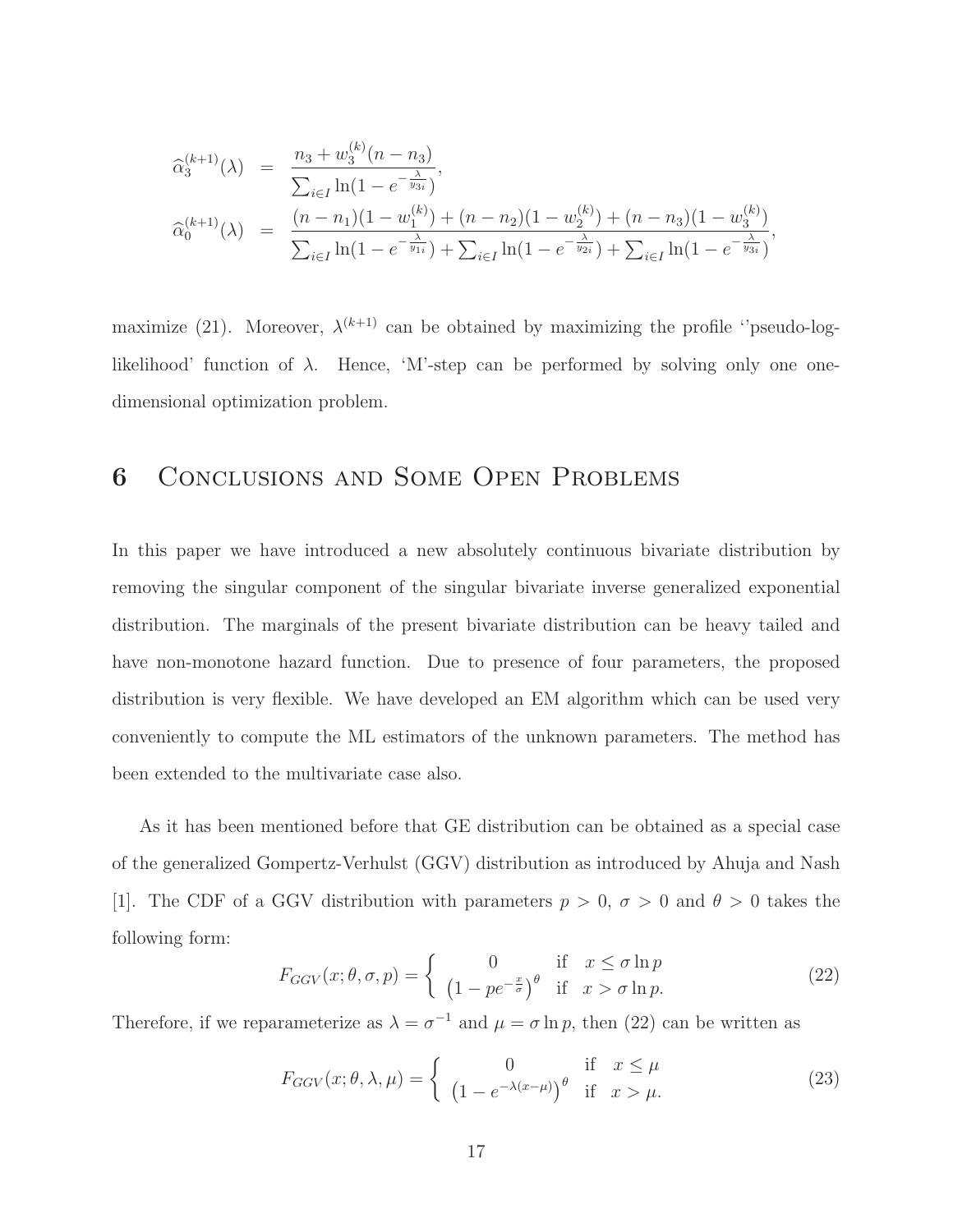$$
\begin{aligned}
\widehat{\alpha}_3^{(k+1)}(\lambda) &= \frac{n_3 + w_3^{(k)}(n-n_3)}{\sum_{i\in I}\ln(1-e^{-\frac{\lambda}{y_{3i}}})}, \\
\widehat{\alpha}_0^{(k+1)}(\lambda) &= \frac{(n-n_1)(1-w_1^{(k)}) + (n-n_2)(1-w_2^{(k)}) + (n-n_3)(1-w_3^{(k)})}{\sum_{i\in I}\ln(1-e^{-\frac{\lambda}{y_{1i}}}) + \sum_{i\in I}\ln(1-e^{-\frac{\lambda}{y_{2i}}}) + \sum_{i\in I}\ln(1-e^{-\frac{\lambda}{y_{3i}}})},
\end{aligned}
$$

maximize (21). Moreover, $\lambda^{(k+1)}$ can be obtained by maximizing the profile ''pseudo-log-likelihood' function of $\lambda$. Hence, 'M'-step can be performed by solving only one one-dimensional optimization problem.

# 6 Conclusions and Some Open Problems

In this paper we have introduced a new absolutely continuous bivariate distribution by removing the singular component of the singular bivariate inverse generalized exponential distribution. The marginals of the present bivariate distribution can be heavy tailed and have non-monotone hazard function. Due to presence of four parameters, the proposed distribution is very flexible. We have developed an EM algorithm which can be used very conveniently to compute the ML estimators of the unknown parameters. The method has been extended to the multivariate case also.

As it has been mentioned before that GE distribution can be obtained as a special case of the generalized Gompertz-Verhulst (GGV) distribution as introduced by Ahuja and Nash [1]. The CDF of a GGV distribution with parameters $p > 0$, $\sigma > 0$ and $\theta > 0$ takes the following form:

$$
F_{GGV}(x;\theta,\sigma,p) = \begin{cases} 0 & \text{if} \quad x \le \sigma \ln p \\ \left(1 - pe^{-\frac{x}{\sigma}}\right)^{\theta} & \text{if} \quad x > \sigma \ln p. \end{cases} \tag{22}
$$

Therefore, if we reparameterize as $\lambda = \sigma^{-1}$ and $\mu = \sigma \ln p$, then (22) can be written as

$$
F_{GGV}(x;\theta,\lambda,\mu) = \begin{cases} 0 & \text{if} \quad x \le \mu \\ \left(1 - e^{-\lambda(x-\mu)}\right)^{\theta} & \text{if} \quad x > \mu. \end{cases} \tag{23}
$$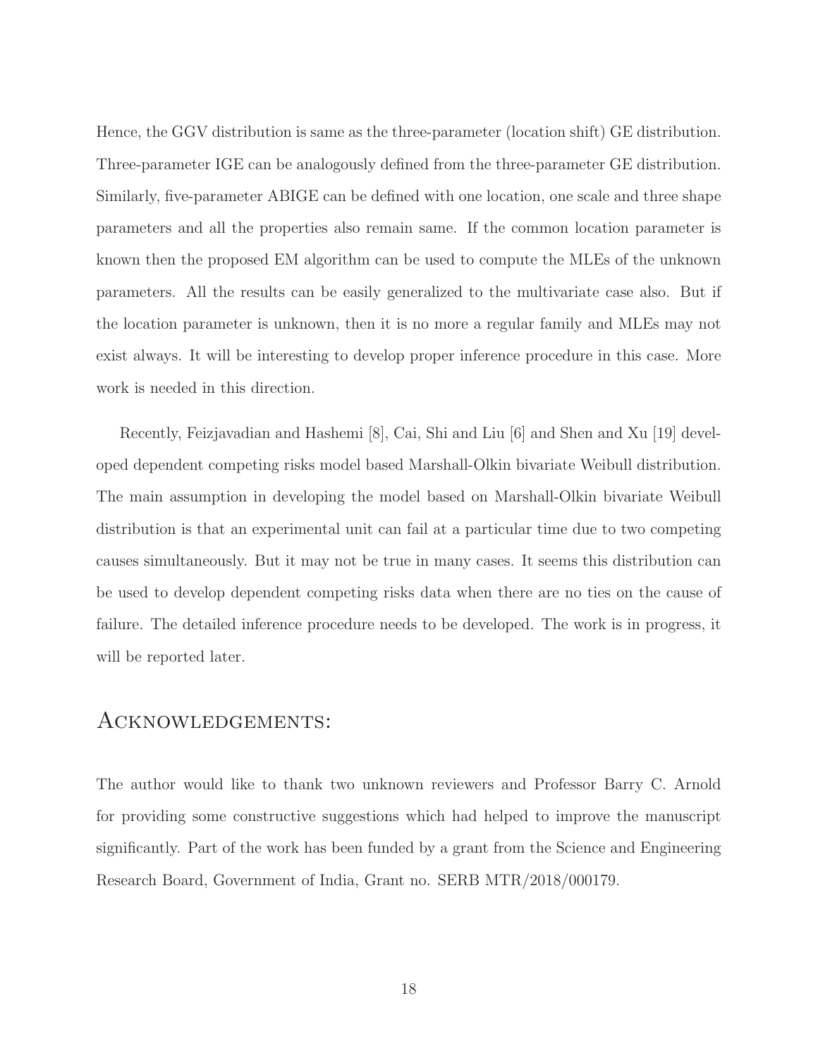Hence, the GGV distribution is same as the three-parameter (location shift) GE distribution. Three-parameter IGE can be analogously defined from the three-parameter GE distribution. Similarly, five-parameter ABIGE can be defined with one location, one scale and three shape parameters and all the properties also remain same. If the common location parameter is known then the proposed EM algorithm can be used to compute the MLEs of the unknown parameters. All the results can be easily generalized to the multivariate case also. But if the location parameter is unknown, then it is no more a regular family and MLEs may not exist always. It will be interesting to develop proper inference procedure in this case. More work is needed in this direction.

Recently, Feizjavadian and Hashemi [8], Cai, Shi and Liu [6] and Shen and Xu [19] developed dependent competing risks model based Marshall-Olkin bivariate Weibull distribution. The main assumption in developing the model based on Marshall-Olkin bivariate Weibull distribution is that an experimental unit can fail at a particular time due to two competing causes simultaneously. But it may not be true in many cases. It seems this distribution can be used to develop dependent competing risks data when there are no ties on the cause of failure. The detailed inference procedure needs to be developed. The work is in progress, it will be reported later.

## Acknowledgements:

The author would like to thank two unknown reviewers and Professor Barry C. Arnold for providing some constructive suggestions which had helped to improve the manuscript significantly. Part of the work has been funded by a grant from the Science and Engineering Research Board, Government of India, Grant no. SERB MTR/2018/000179.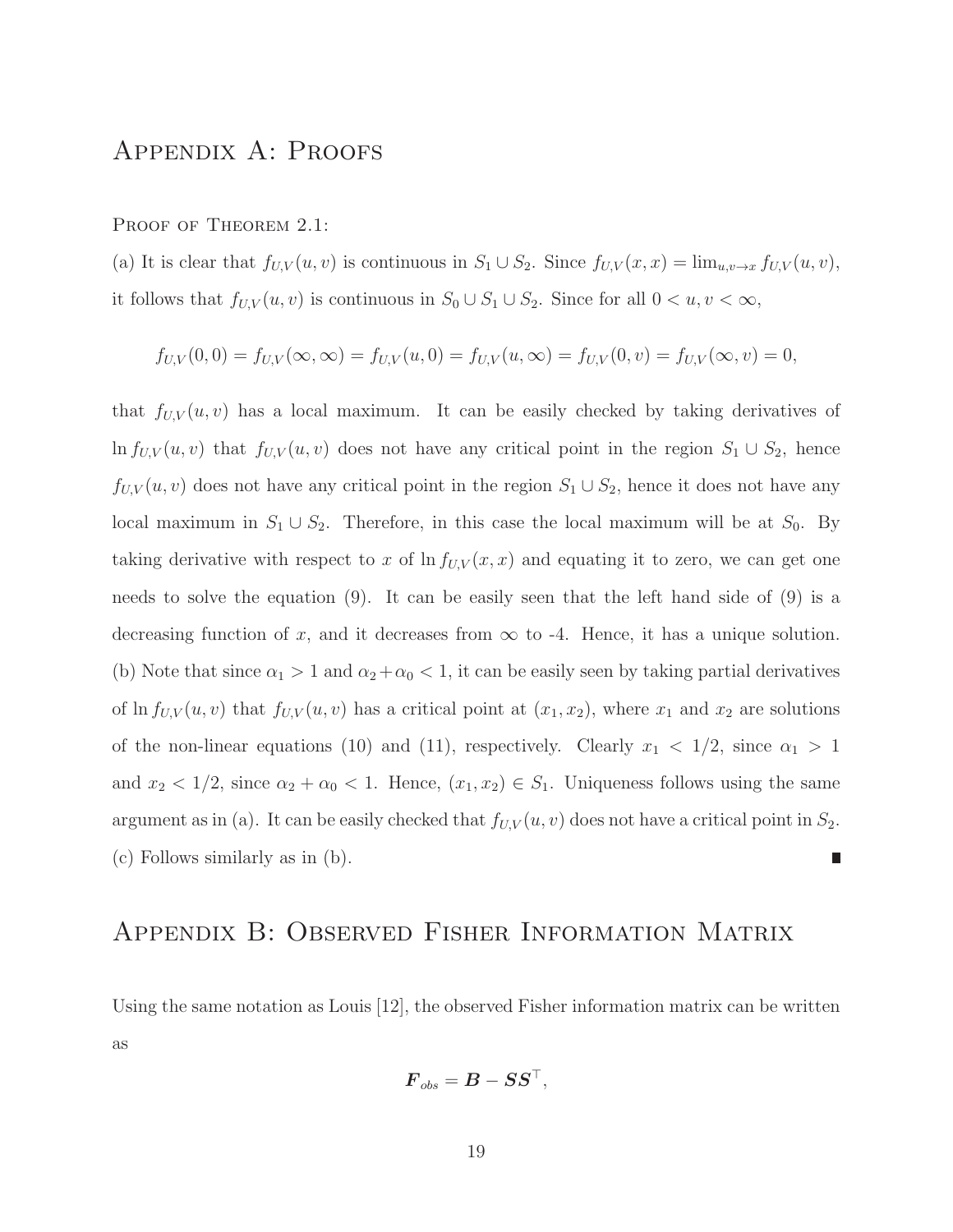# Appendix A: Proofs

Proof of Theorem 2.1:

(a) It is clear that $f_{U,V}(u,v)$ is continuous in $S_1 \cup S_2$. Since $f_{U,V}(x,x) = \lim_{u,v \to x} f_{U,V}(u,v)$, it follows that $f_{U,V}(u,v)$ is continuous in $S_0 \cup S_1 \cup S_2$. Since for all $0 < u, v < \infty$,

$$f_{U,V}(0,0) = f_{U,V}(\infty,\infty) = f_{U,V}(u,0) = f_{U,V}(u,\infty) = f_{U,V}(0,v) = f_{U,V}(\infty,v) = 0,$$

that $f_{U,V}(u,v)$ has a local maximum. It can be easily checked by taking derivatives of $\ln f_{U,V}(u,v)$ that $f_{U,V}(u,v)$ does not have any critical point in the region $S_1 \cup S_2$, hence $f_{U,V}(u,v)$ does not have any critical point in the region $S_1 \cup S_2$, hence it does not have any local maximum in $S_1 \cup S_2$. Therefore, in this case the local maximum will be at $S_0$. By taking derivative with respect to $x$ of $\ln f_{U,V}(x,x)$ and equating it to zero, we can get one needs to solve the equation (9). It can be easily seen that the left hand side of (9) is a decreasing function of $x$, and it decreases from $\infty$ to -4. Hence, it has a unique solution.

(b) Note that since $\alpha_1 > 1$ and $\alpha_2 + \alpha_0 < 1$, it can be easily seen by taking partial derivatives of $\ln f_{U,V}(u,v)$ that $f_{U,V}(u,v)$ has a critical point at $(x_1, x_2)$, where $x_1$ and $x_2$ are solutions of the non-linear equations (10) and (11), respectively. Clearly $x_1 < 1/2$, since $\alpha_1 > 1$ and $x_2 < 1/2$, since $\alpha_2 + \alpha_0 < 1$. Hence, $(x_1, x_2) \in S_1$. Uniqueness follows using the same argument as in (a). It can be easily checked that $f_{U,V}(u,v)$ does not have a critical point in $S_2$.

(c) Follows similarly as in (b). ∎

# Appendix B: Observed Fisher Information Matrix

Using the same notation as Louis [12], the observed Fisher information matrix can be written as

$$\boldsymbol{F}_{obs} = \boldsymbol{B} - \boldsymbol{S}\boldsymbol{S}^{\top},$$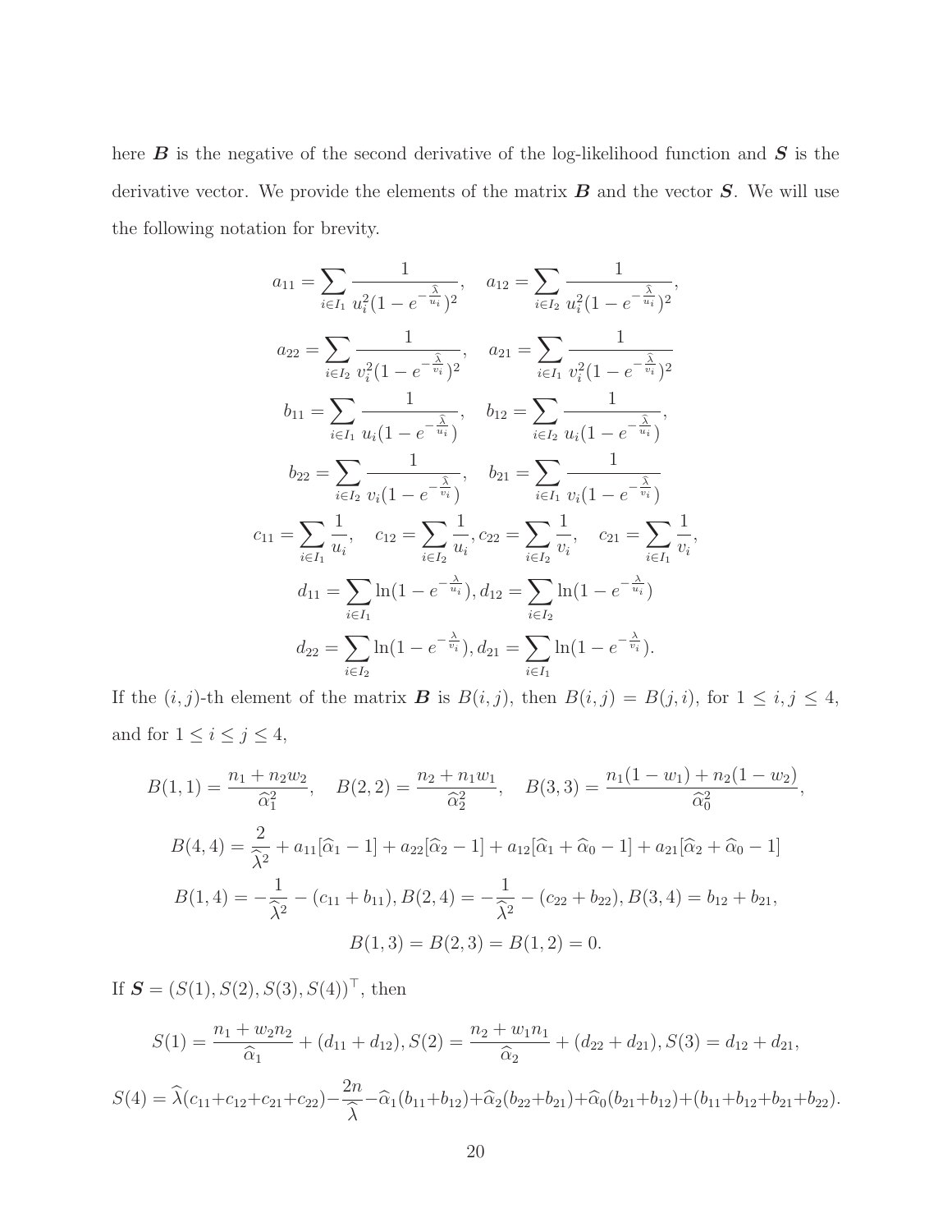here $\boldsymbol{B}$ is the negative of the second derivative of the log-likelihood function and $\boldsymbol{S}$ is the derivative vector. We provide the elements of the matrix $\boldsymbol{B}$ and the vector $\boldsymbol{S}$. We will use the following notation for brevity.

$$a_{11} = \sum_{i \in I_1} \frac{1}{u_i^2(1 - e^{-\frac{\widehat{\lambda}}{u_i}})^2}, \quad a_{12} = \sum_{i \in I_2} \frac{1}{u_i^2(1 - e^{-\frac{\widehat{\lambda}}{u_i}})^2},$$

$$a_{22} = \sum_{i \in I_2} \frac{1}{v_i^2(1 - e^{-\frac{\widehat{\lambda}}{v_i}})^2}, \quad a_{21} = \sum_{i \in I_1} \frac{1}{v_i^2(1 - e^{-\frac{\widehat{\lambda}}{v_i}})^2}$$

$$b_{11} = \sum_{i \in I_1} \frac{1}{u_i(1 - e^{-\frac{\widehat{\lambda}}{u_i}})}, \quad b_{12} = \sum_{i \in I_2} \frac{1}{u_i(1 - e^{-\frac{\widehat{\lambda}}{u_i}})},$$

$$b_{22} = \sum_{i \in I_2} \frac{1}{v_i(1 - e^{-\frac{\widehat{\lambda}}{v_i}})}, \quad b_{21} = \sum_{i \in I_1} \frac{1}{v_i(1 - e^{-\frac{\widehat{\lambda}}{v_i}})}$$

$$c_{11} = \sum_{i \in I_1} \frac{1}{u_i}, \quad c_{12} = \sum_{i \in I_2} \frac{1}{u_i}, c_{22} = \sum_{i \in I_2} \frac{1}{v_i}, \quad c_{21} = \sum_{i \in I_1} \frac{1}{v_i},$$

$$d_{11} = \sum_{i \in I_1} \ln(1 - e^{-\frac{\lambda}{u_i}}), d_{12} = \sum_{i \in I_2} \ln(1 - e^{-\frac{\lambda}{u_i}})$$

$$d_{22} = \sum_{i \in I_2} \ln(1 - e^{-\frac{\lambda}{v_i}}), d_{21} = \sum_{i \in I_1} \ln(1 - e^{-\frac{\lambda}{v_i}}).$$

If the $(i, j)$-th element of the matrix $\boldsymbol{B}$ is $B(i, j)$, then $B(i, j) = B(j, i)$, for $1 \leq i, j \leq 4$, and for $1 \leq i \leq j \leq 4$,

$$B(1, 1) = \frac{n_1 + n_2 w_2}{\widehat{\alpha}_1^2}, \quad B(2, 2) = \frac{n_2 + n_1 w_1}{\widehat{\alpha}_2^2}, \quad B(3, 3) = \frac{n_1(1 - w_1) + n_2(1 - w_2)}{\widehat{\alpha}_0^2},$$

$$B(4, 4) = \frac{2}{\widehat{\lambda}^2} + a_{11}[\widehat{\alpha}_1 - 1] + a_{22}[\widehat{\alpha}_2 - 1] + a_{12}[\widehat{\alpha}_1 + \widehat{\alpha}_0 - 1] + a_{21}[\widehat{\alpha}_2 + \widehat{\alpha}_0 - 1]$$

$$B(1, 4) = -\frac{1}{\widehat{\lambda}^2} - (c_{11} + b_{11}), B(2, 4) = -\frac{1}{\widehat{\lambda}^2} - (c_{22} + b_{22}), B(3, 4) = b_{12} + b_{21},$$

$$B(1, 3) = B(2, 3) = B(1, 2) = 0.$$

If $\boldsymbol{S} = (S(1), S(2), S(3), S(4))^\top$, then

$$S(1) = \frac{n_1 + w_2 n_2}{\widehat{\alpha}_1} + (d_{11} + d_{12}), S(2) = \frac{n_2 + w_1 n_1}{\widehat{\alpha}_2} + (d_{22} + d_{21}), S(3) = d_{12} + d_{21},$$

$$S(4) = \widehat{\lambda}(c_{11} + c_{12} + c_{21} + c_{22}) - \frac{2n}{\widehat{\lambda}} - \widehat{\alpha}_1(b_{11} + b_{12}) + \widehat{\alpha}_2(b_{22} + b_{21}) + \widehat{\alpha}_0(b_{21} + b_{12}) + (b_{11} + b_{12} + b_{21} + b_{22}).$$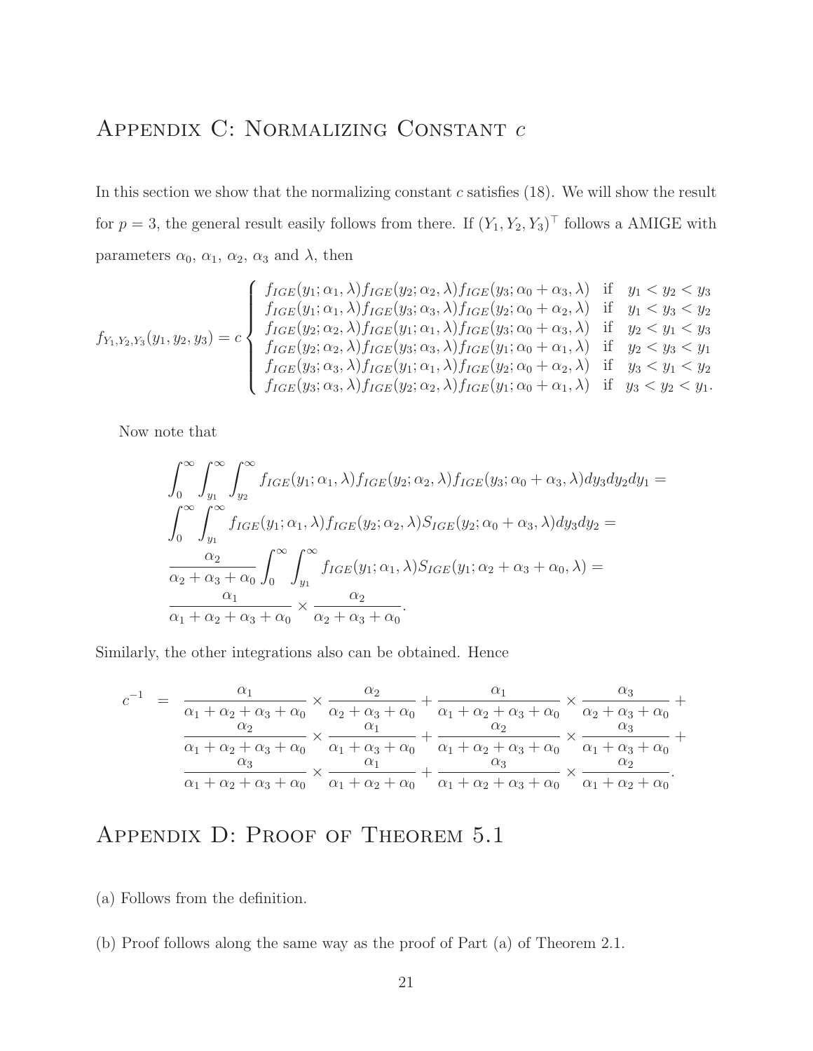# Appendix C: Normalizing Constant $c$

In this section we show that the normalizing constant $c$ satisfies (18). We will show the result for $p = 3$, the general result easily follows from there. If $(Y_1, Y_2, Y_3)^\top$ follows a AMIGE with parameters $\alpha_0$, $\alpha_1$, $\alpha_2$, $\alpha_3$ and $\lambda$, then

$$
f_{Y_1,Y_2,Y_3}(y_1,y_2,y_3) = c \left\{ \begin{array}{ll}
f_{IGE}(y_1;\alpha_1,\lambda) f_{IGE}(y_2;\alpha_2,\lambda) f_{IGE}(y_3;\alpha_0+\alpha_3,\lambda) & \text{if} \quad y_1 < y_2 < y_3 \\
f_{IGE}(y_1;\alpha_1,\lambda) f_{IGE}(y_3;\alpha_3,\lambda) f_{IGE}(y_2;\alpha_0+\alpha_2,\lambda) & \text{if} \quad y_1 < y_3 < y_2 \\
f_{IGE}(y_2;\alpha_2,\lambda) f_{IGE}(y_1;\alpha_1,\lambda) f_{IGE}(y_3;\alpha_0+\alpha_3,\lambda) & \text{if} \quad y_2 < y_1 < y_3 \\
f_{IGE}(y_2;\alpha_2,\lambda) f_{IGE}(y_3;\alpha_3,\lambda) f_{IGE}(y_1;\alpha_0+\alpha_1,\lambda) & \text{if} \quad y_2 < y_3 < y_1 \\
f_{IGE}(y_3;\alpha_3,\lambda) f_{IGE}(y_1;\alpha_1,\lambda) f_{IGE}(y_2;\alpha_0+\alpha_2,\lambda) & \text{if} \quad y_3 < y_1 < y_2 \\
f_{IGE}(y_3;\alpha_3,\lambda) f_{IGE}(y_2;\alpha_2,\lambda) f_{IGE}(y_1;\alpha_0+\alpha_1,\lambda) & \text{if} \quad y_3 < y_2 < y_1.
\end{array} \right.
$$

Now note that

$$
\begin{array}{l}
\displaystyle\int_0^\infty \int_{y_1}^\infty \int_{y_2}^\infty f_{IGE}(y_1;\alpha_1,\lambda) f_{IGE}(y_2;\alpha_2,\lambda) f_{IGE}(y_3;\alpha_0+\alpha_3,\lambda) dy_3 dy_2 dy_1 = \\
\displaystyle\int_0^\infty \int_{y_1}^\infty f_{IGE}(y_1;\alpha_1,\lambda) f_{IGE}(y_2;\alpha_2,\lambda) S_{IGE}(y_2;\alpha_0+\alpha_3,\lambda) dy_3 dy_2 = \\
\displaystyle\frac{\alpha_2}{\alpha_2+\alpha_3+\alpha_0} \int_0^\infty \int_{y_1}^\infty f_{IGE}(y_1;\alpha_1,\lambda) S_{IGE}(y_1;\alpha_2+\alpha_3+\alpha_0,\lambda) = \\
\displaystyle\frac{\alpha_1}{\alpha_1+\alpha_2+\alpha_3+\alpha_0} \times \frac{\alpha_2}{\alpha_2+\alpha_3+\alpha_0}.
\end{array}
$$

Similarly, the other integrations also can be obtained. Hence

$$
\begin{array}{rcl}
c^{-1} & = & \displaystyle\frac{\alpha_1}{\alpha_1+\alpha_2+\alpha_3+\alpha_0} \times \frac{\alpha_2}{\alpha_2+\alpha_3+\alpha_0} + \frac{\alpha_1}{\alpha_1+\alpha_2+\alpha_3+\alpha_0} \times \frac{\alpha_3}{\alpha_2+\alpha_3+\alpha_0} + \\
& & \displaystyle\frac{\alpha_2}{\alpha_1+\alpha_2+\alpha_3+\alpha_0} \times \frac{\alpha_1}{\alpha_1+\alpha_3+\alpha_0} + \frac{\alpha_2}{\alpha_1+\alpha_2+\alpha_3+\alpha_0} \times \frac{\alpha_3}{\alpha_1+\alpha_3+\alpha_0} + \\
& & \displaystyle\frac{\alpha_3}{\alpha_1+\alpha_2+\alpha_3+\alpha_0} \times \frac{\alpha_1}{\alpha_1+\alpha_2+\alpha_0} + \frac{\alpha_3}{\alpha_1+\alpha_2+\alpha_3+\alpha_0} \times \frac{\alpha_2}{\alpha_1+\alpha_2+\alpha_0}.
\end{array}
$$

# Appendix D: Proof of Theorem 5.1

(a) Follows from the definition.

(b) Proof follows along the same way as the proof of Part (a) of Theorem 2.1.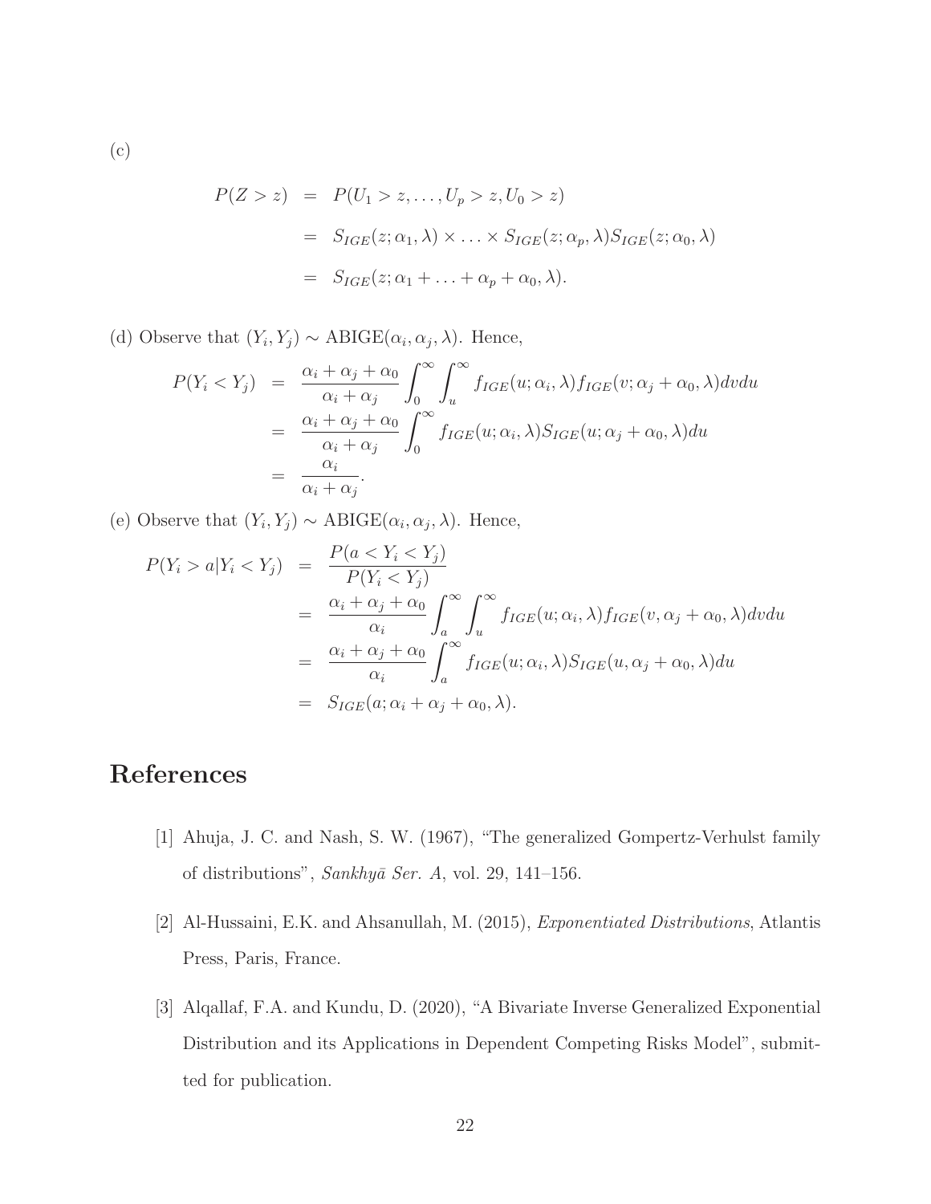(c)

$$
\begin{aligned}
P(Z > z) &= P(U_1 > z, \ldots, U_p > z, U_0 > z) \\
&= S_{IGE}(z; \alpha_1, \lambda) \times \ldots \times S_{IGE}(z; \alpha_p, \lambda) S_{IGE}(z; \alpha_0, \lambda) \\
&= S_{IGE}(z; \alpha_1 + \ldots + \alpha_p + \alpha_0, \lambda).
\end{aligned}
$$

(d) Observe that $(Y_i, Y_j) \sim \text{ABIGE}(\alpha_i, \alpha_j, \lambda)$. Hence,

$$
\begin{aligned}
P(Y_i < Y_j) &= \frac{\alpha_i + \alpha_j + \alpha_0}{\alpha_i + \alpha_j} \int_0^\infty \int_u^\infty f_{IGE}(u; \alpha_i, \lambda) f_{IGE}(v; \alpha_j + \alpha_0, \lambda) dv du \\
&= \frac{\alpha_i + \alpha_j + \alpha_0}{\alpha_i + \alpha_j} \int_0^\infty f_{IGE}(u; \alpha_i, \lambda) S_{IGE}(u; \alpha_j + \alpha_0, \lambda) du \\
&= \frac{\alpha_i}{\alpha_i + \alpha_j}.
\end{aligned}
$$

(e) Observe that $(Y_i, Y_j) \sim \text{ABIGE}(\alpha_i, \alpha_j, \lambda)$. Hence,

$$
\begin{aligned}
P(Y_i > a | Y_i < Y_j) &= \frac{P(a < Y_i < Y_j)}{P(Y_i < Y_j)} \\
&= \frac{\alpha_i + \alpha_j + \alpha_0}{\alpha_i} \int_a^\infty \int_u^\infty f_{IGE}(u; \alpha_i, \lambda) f_{IGE}(v, \alpha_j + \alpha_0, \lambda) dv du \\
&= \frac{\alpha_i + \alpha_j + \alpha_0}{\alpha_i} \int_a^\infty f_{IGE}(u; \alpha_i, \lambda) S_{IGE}(u, \alpha_j + \alpha_0, \lambda) du \\
&= S_{IGE}(a; \alpha_i + \alpha_j + \alpha_0, \lambda).
\end{aligned}
$$

# References

[1] Ahuja, J. C. and Nash, S. W. (1967), "The generalized Gompertz-Verhulst family of distributions", *Sankhyā Ser. A*, vol. 29, 141–156.

[2] Al-Hussaini, E.K. and Ahsanullah, M. (2015), *Exponentiated Distributions*, Atlantis Press, Paris, France.

[3] Alqallaf, F.A. and Kundu, D. (2020), "A Bivariate Inverse Generalized Exponential Distribution and its Applications in Dependent Competing Risks Model", submitted for publication.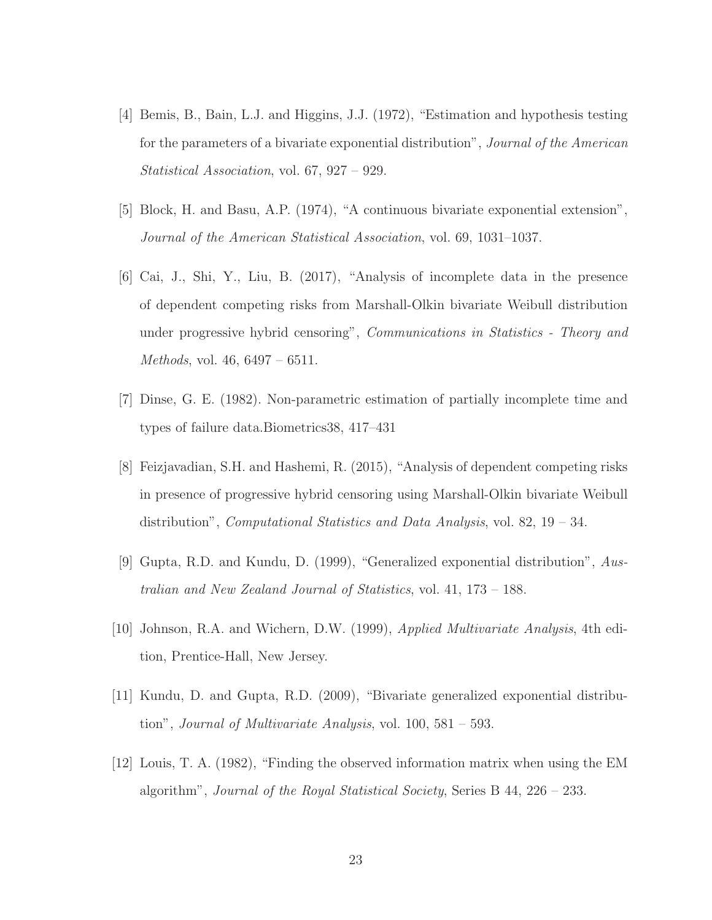[4] Bemis, B., Bain, L.J. and Higgins, J.J. (1972), "Estimation and hypothesis testing for the parameters of a bivariate exponential distribution", *Journal of the American Statistical Association*, vol. 67, 927 – 929.

[5] Block, H. and Basu, A.P. (1974), "A continuous bivariate exponential extension", *Journal of the American Statistical Association*, vol. 69, 1031–1037.

[6] Cai, J., Shi, Y., Liu, B. (2017), "Analysis of incomplete data in the presence of dependent competing risks from Marshall-Olkin bivariate Weibull distribution under progressive hybrid censoring", *Communications in Statistics - Theory and Methods*, vol. 46, 6497 – 6511.

[7] Dinse, G. E. (1982). Non-parametric estimation of partially incomplete time and types of failure data.Biometrics38, 417–431

[8] Feizjavadian, S.H. and Hashemi, R. (2015), "Analysis of dependent competing risks in presence of progressive hybrid censoring using Marshall-Olkin bivariate Weibull distribution", *Computational Statistics and Data Analysis*, vol. 82, 19 – 34.

[9] Gupta, R.D. and Kundu, D. (1999), "Generalized exponential distribution", *Australian and New Zealand Journal of Statistics*, vol. 41, 173 – 188.

[10] Johnson, R.A. and Wichern, D.W. (1999), *Applied Multivariate Analysis*, 4th edition, Prentice-Hall, New Jersey.

[11] Kundu, D. and Gupta, R.D. (2009), "Bivariate generalized exponential distribution", *Journal of Multivariate Analysis*, vol. 100, 581 – 593.

[12] Louis, T. A. (1982), "Finding the observed information matrix when using the EM algorithm", *Journal of the Royal Statistical Society*, Series B 44, 226 – 233.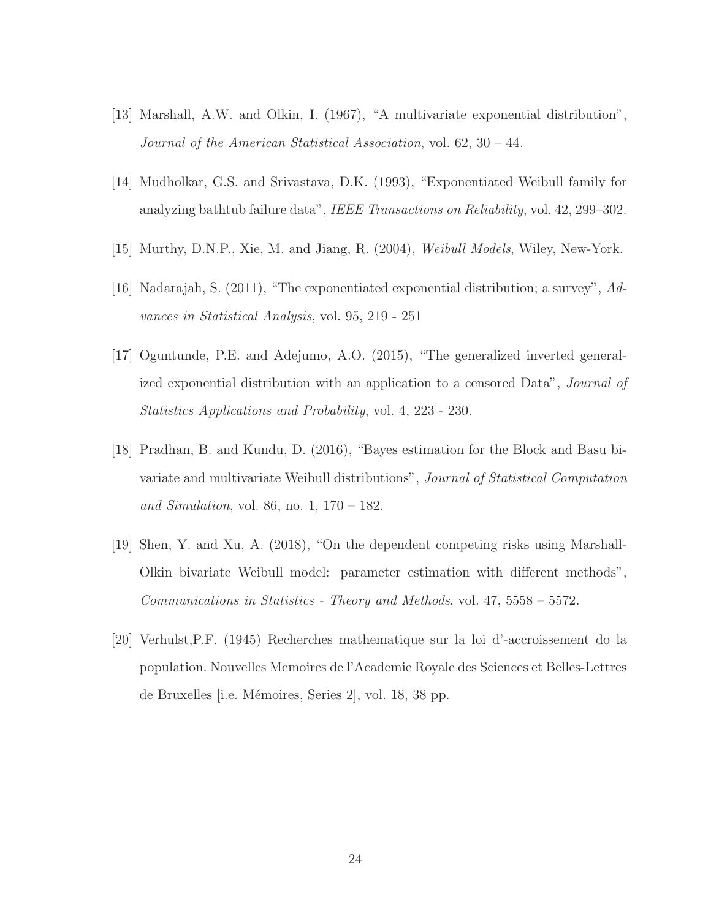[13] Marshall, A.W. and Olkin, I. (1967), "A multivariate exponential distribution", *Journal of the American Statistical Association*, vol. 62, 30 – 44.

[14] Mudholkar, G.S. and Srivastava, D.K. (1993), "Exponentiated Weibull family for analyzing bathtub failure data", *IEEE Transactions on Reliability*, vol. 42, 299–302.

[15] Murthy, D.N.P., Xie, M. and Jiang, R. (2004), *Weibull Models*, Wiley, New-York.

[16] Nadarajah, S. (2011), "The exponentiated exponential distribution; a survey", *Advances in Statistical Analysis*, vol. 95, 219 - 251

[17] Oguntunde, P.E. and Adejumo, A.O. (2015), "The generalized inverted generalized exponential distribution with an application to a censored Data", *Journal of Statistics Applications and Probability*, vol. 4, 223 - 230.

[18] Pradhan, B. and Kundu, D. (2016), "Bayes estimation for the Block and Basu bivariate and multivariate Weibull distributions", *Journal of Statistical Computation and Simulation*, vol. 86, no. 1, 170 – 182.

[19] Shen, Y. and Xu, A. (2018), "On the dependent competing risks using Marshall-Olkin bivariate Weibull model: parameter estimation with different methods", *Communications in Statistics - Theory and Methods*, vol. 47, 5558 – 5572.

[20] Verhulst,P.F. (1945) Recherches mathematique sur la loi d'-accroissement do la population. Nouvelles Memoires de l'Academie Royale des Sciences et Belles-Lettres de Bruxelles [i.e. Mémoires, Series 2], vol. 18, 38 pp.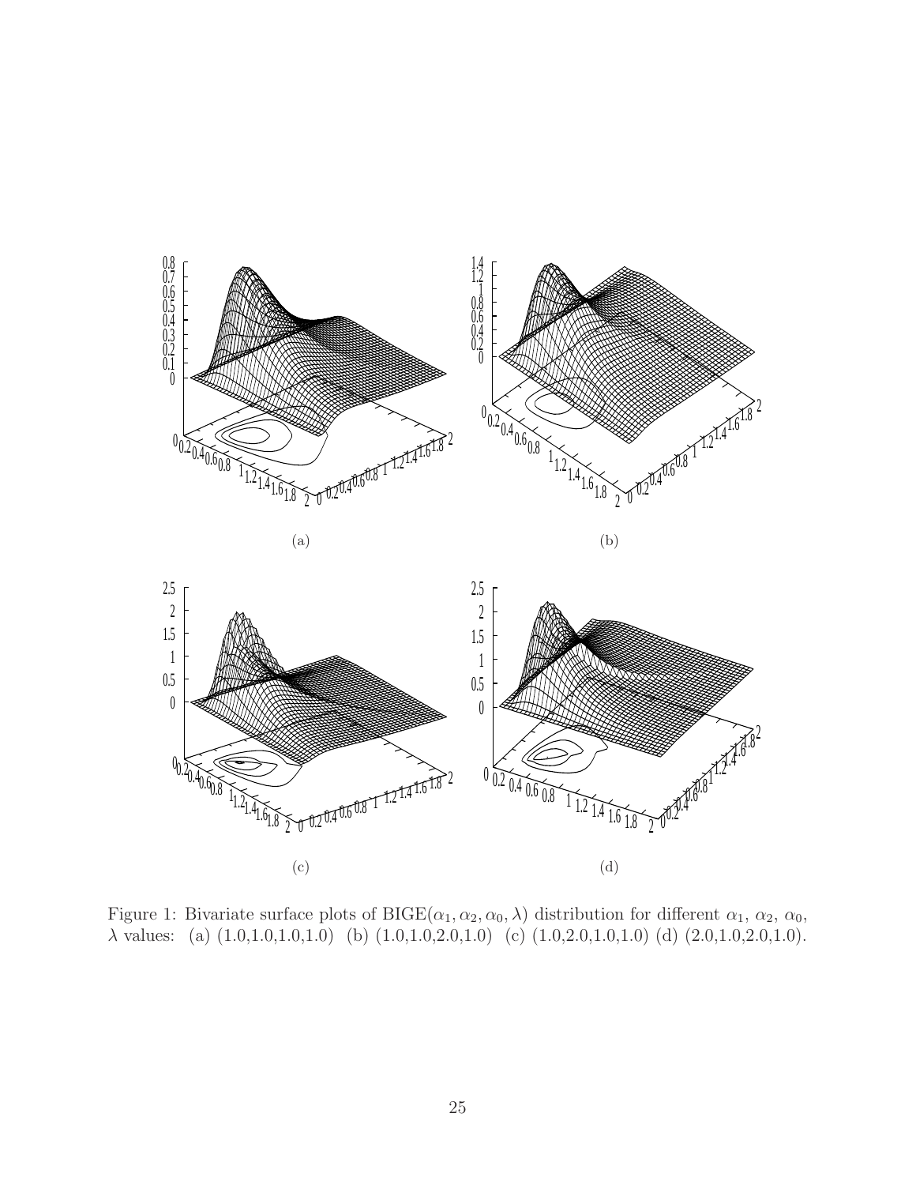0.8
0.7
0.6
0.5
0.4
0.3
0.2
0.1
0

0 0.2 0.4 0.6 0.8 1 1.2 1.4 1.6 1.8 2 0 0.2 0.4 0.6 0.8 1 1.2 1.4 1.6 1.8 2

(a)

1.4
1.2
1
0.8
0.6
0.4
0.2
0

0 0.2 0.4 0.6 0.8 1 1.2 1.4 1.6 1.8 2 0 0.2 0.4 0.6 0.8 1 1.2 1.4 1.6 1.8 2

(b)

2.5
2
1.5
1
0.5
0

0 0.2 0.4 0.6 0.8 1 1.2 1.4 1.6 1.8 2 0 0.2 0.4 0.6 0.8 1 1.2 1.4 1.6 1.8 2

(c)

2.5
2
1.5
1
0.5
0

0 0.2 0.4 0.6 0.8 1 1.2 1.4 1.6 1.8 2 0 0.2 0.4 0.6 0.8 1 1.2 1.4 1.6 1.8 2

(d)

Figure 1: Bivariate surface plots of BIGE($\alpha_1, \alpha_2, \alpha_0, \lambda$) distribution for different $\alpha_1$, $\alpha_2$, $\alpha_0$, $\lambda$ values: (a) (1.0,1.0,1.0,1.0) (b) (1.0,1.0,2.0,1.0) (c) (1.0,2.0,1.0,1.0) (d) (2.0,1.0,2.0,1.0).